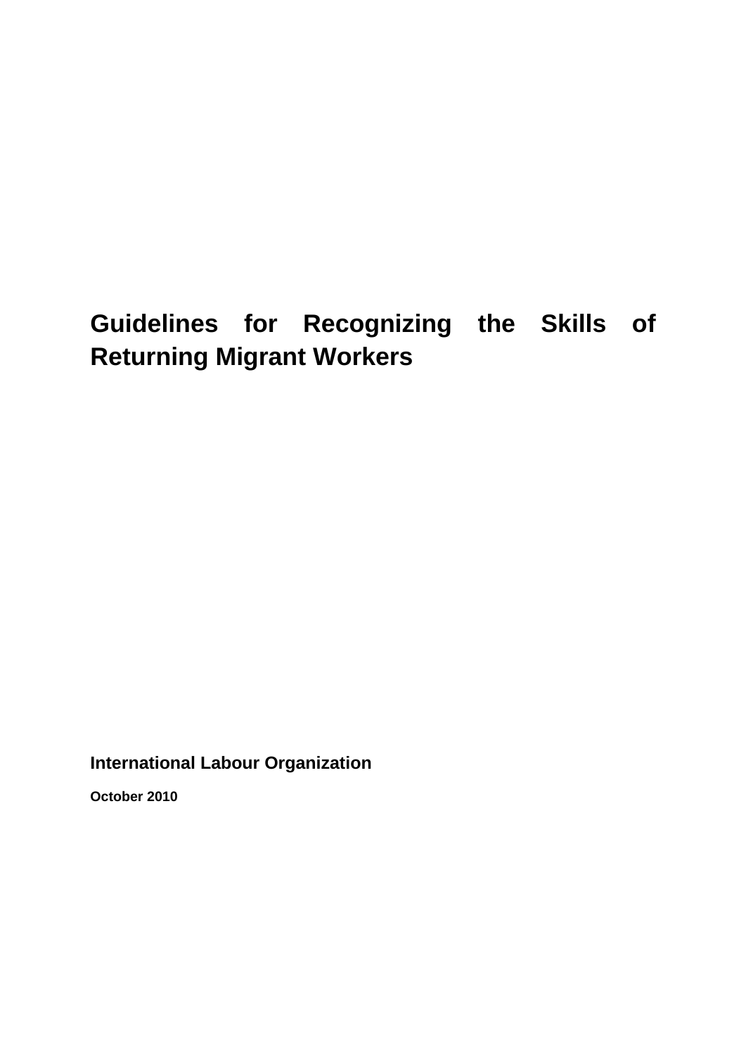# Guidelines for Recognizing the Skills of Returning Migrant Workers

**International Labour Organization**

**October 2010**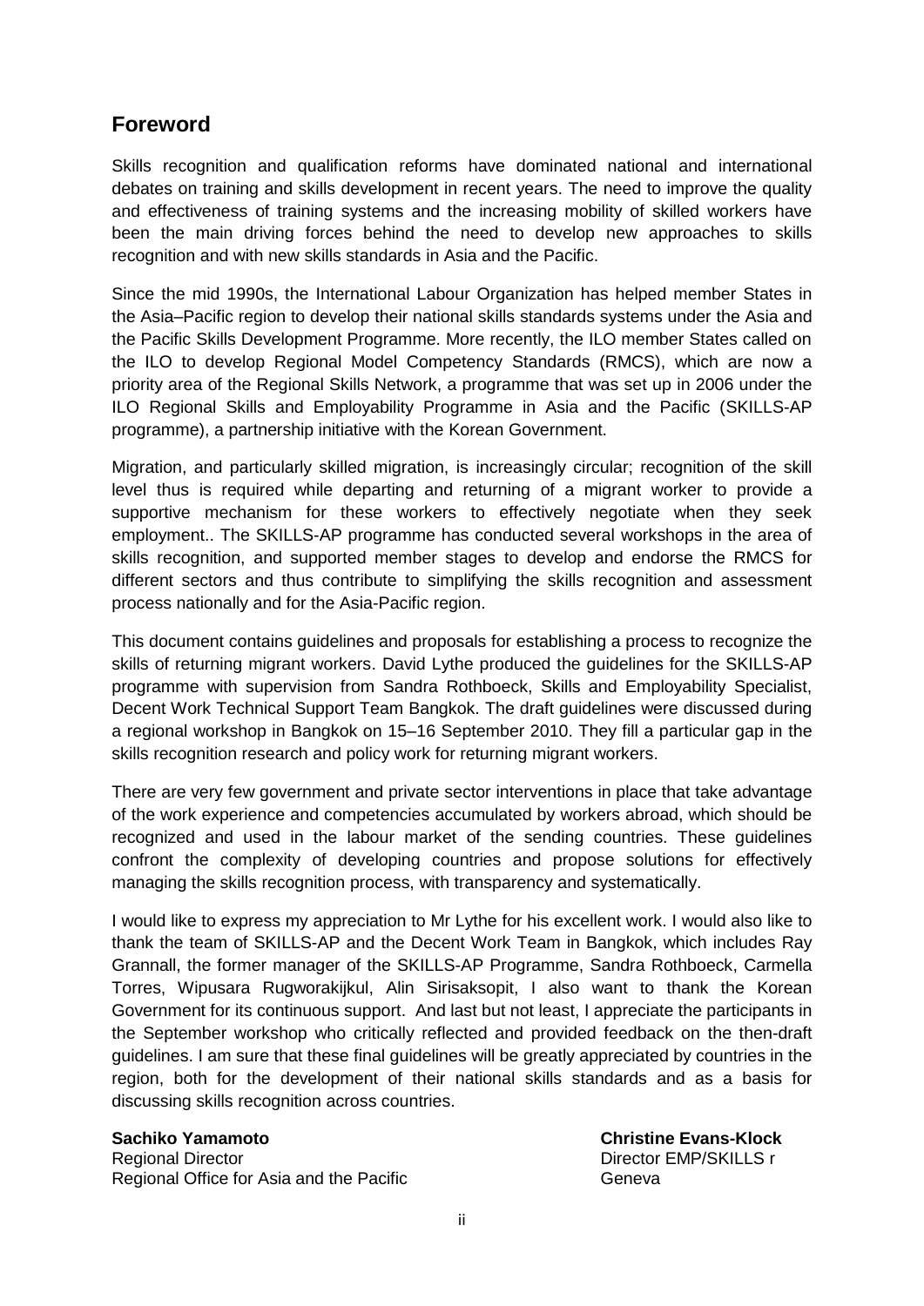## Foreword

Skills recognition and qualification reforms have dominated national and international debates on training and skills development in recent years. The need to improve the quality and effectiveness of training systems and the increasing mobility of skilled workers have been the main driving forces behind the need to develop new approaches to skills recognition and with new skills standards in Asia and the Pacific.

Since the mid 1990s, the International Labour Organization has helped member States in the Asia–Pacific region to develop their national skills standards systems under the Asia and the Pacific Skills Development Programme. More recently, the ILO member States called on the ILO to develop Regional Model Competency Standards (RMCS), which are now a priority area of the Regional Skills Network, a programme that was set up in 2006 under the ILO Regional Skills and Employability Programme in Asia and the Pacific (SKILLS-AP programme), a partnership initiative with the Korean Government.

Migration, and particularly skilled migration, is increasingly circular; recognition of the skill level thus is required while departing and returning of a migrant worker to provide a supportive mechanism for these workers to effectively negotiate when they seek employment.. The SKILLS-AP programme has conducted several workshops in the area of skills recognition, and supported member stages to develop and endorse the RMCS for different sectors and thus contribute to simplifying the skills recognition and assessment process nationally and for the Asia-Pacific region.

This document contains guidelines and proposals for establishing a process to recognize the skills of returning migrant workers. David Lythe produced the guidelines for the SKILLS-AP programme with supervision from Sandra Rothboeck, Skills and Employability Specialist, Decent Work Technical Support Team Bangkok. The draft guidelines were discussed during a regional workshop in Bangkok on 15–16 September 2010. They fill a particular gap in the skills recognition research and policy work for returning migrant workers.

There are very few government and private sector interventions in place that take advantage of the work experience and competencies accumulated by workers abroad, which should be recognized and used in the labour market of the sending countries. These guidelines confront the complexity of developing countries and propose solutions for effectively managing the skills recognition process, with transparency and systematically.

I would like to express my appreciation to Mr Lythe for his excellent work. I would also like to thank the team of SKILLS-AP and the Decent Work Team in Bangkok, which includes Ray Grannall, the former manager of the SKILLS-AP Programme, Sandra Rothboeck, Carmella Torres, Wipusara Rugworakijkul, Alin Sirisaksopit, I also want to thank the Korean Government for its continuous support. And last but not least, I appreciate the participants in the September workshop who critically reflected and provided feedback on the then-draft guidelines. I am sure that these final guidelines will be greatly appreciated by countries in the region, both for the development of their national skills standards and as a basis for discussing skills recognition across countries.

**Sachiko Yamamoto**
Regional Director
Regional Office for Asia and the Pacific

**Christine Evans-Klock**
Director EMP/SKILLS r
Geneva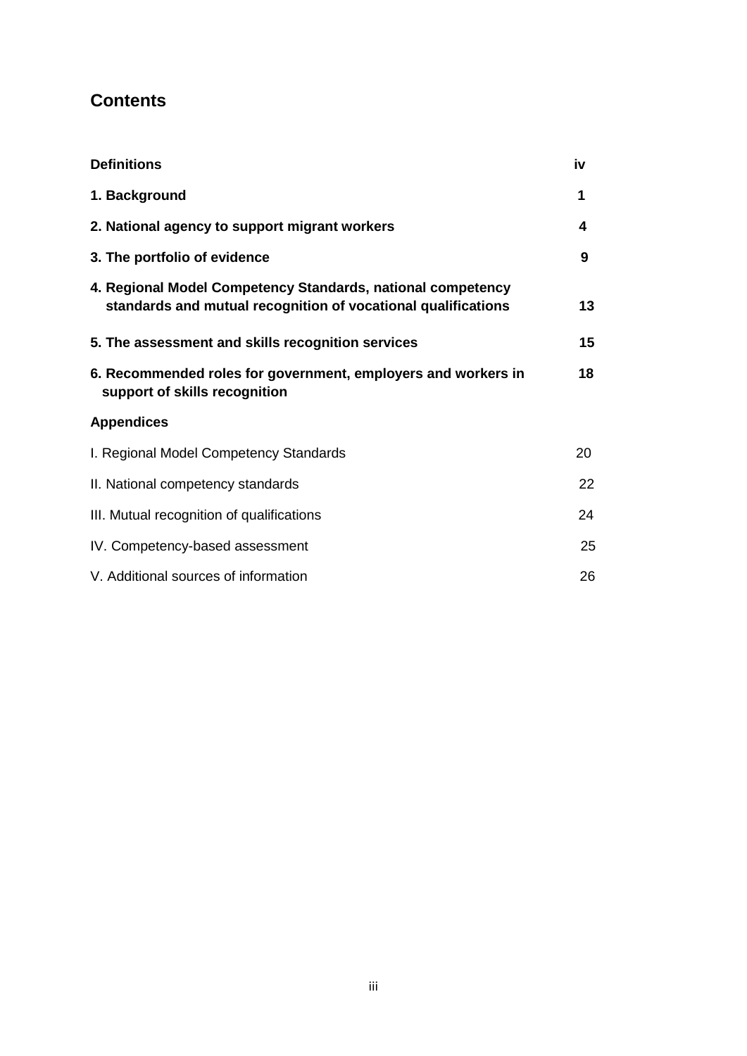## Contents

| | |
|---|---|
| **Definitions** | **iv** |
| **1. Background** | **1** |
| **2. National agency to support migrant workers** | **4** |
| **3. The portfolio of evidence** | **9** |
| **4. Regional Model Competency Standards, national competency standards and mutual recognition of vocational qualifications** | **13** |
| **5. The assessment and skills recognition services** | **15** |
| **6. Recommended roles for government, employers and workers in support of skills recognition** | **18** |
| **Appendices** | |
| I. Regional Model Competency Standards | 20 |
| II. National competency standards | 22 |
| III. Mutual recognition of qualifications | 24 |
| IV. Competency-based assessment | 25 |
| V. Additional sources of information | 26 |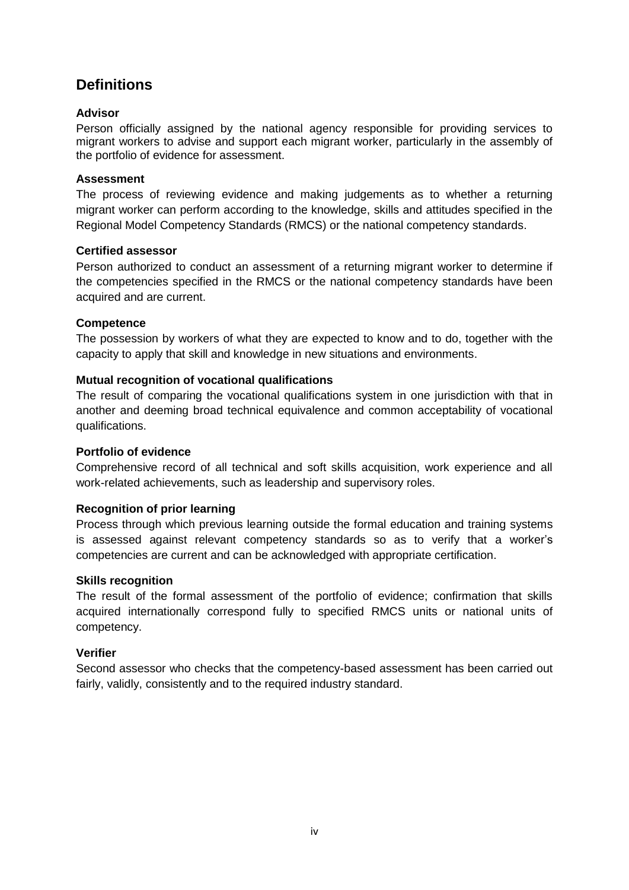## Definitions

**Advisor**

Person officially assigned by the national agency responsible for providing services to migrant workers to advise and support each migrant worker, particularly in the assembly of the portfolio of evidence for assessment.

**Assessment**

The process of reviewing evidence and making judgements as to whether a returning migrant worker can perform according to the knowledge, skills and attitudes specified in the Regional Model Competency Standards (RMCS) or the national competency standards.

**Certified assessor**

Person authorized to conduct an assessment of a returning migrant worker to determine if the competencies specified in the RMCS or the national competency standards have been acquired and are current.

**Competence**

The possession by workers of what they are expected to know and to do, together with the capacity to apply that skill and knowledge in new situations and environments.

**Mutual recognition of vocational qualifications**

The result of comparing the vocational qualifications system in one jurisdiction with that in another and deeming broad technical equivalence and common acceptability of vocational qualifications.

**Portfolio of evidence**

Comprehensive record of all technical and soft skills acquisition, work experience and all work-related achievements, such as leadership and supervisory roles.

**Recognition of prior learning**

Process through which previous learning outside the formal education and training systems is assessed against relevant competency standards so as to verify that a worker's competencies are current and can be acknowledged with appropriate certification.

**Skills recognition**

The result of the formal assessment of the portfolio of evidence; confirmation that skills acquired internationally correspond fully to specified RMCS units or national units of competency.

**Verifier**

Second assessor who checks that the competency-based assessment has been carried out fairly, validly, consistently and to the required industry standard.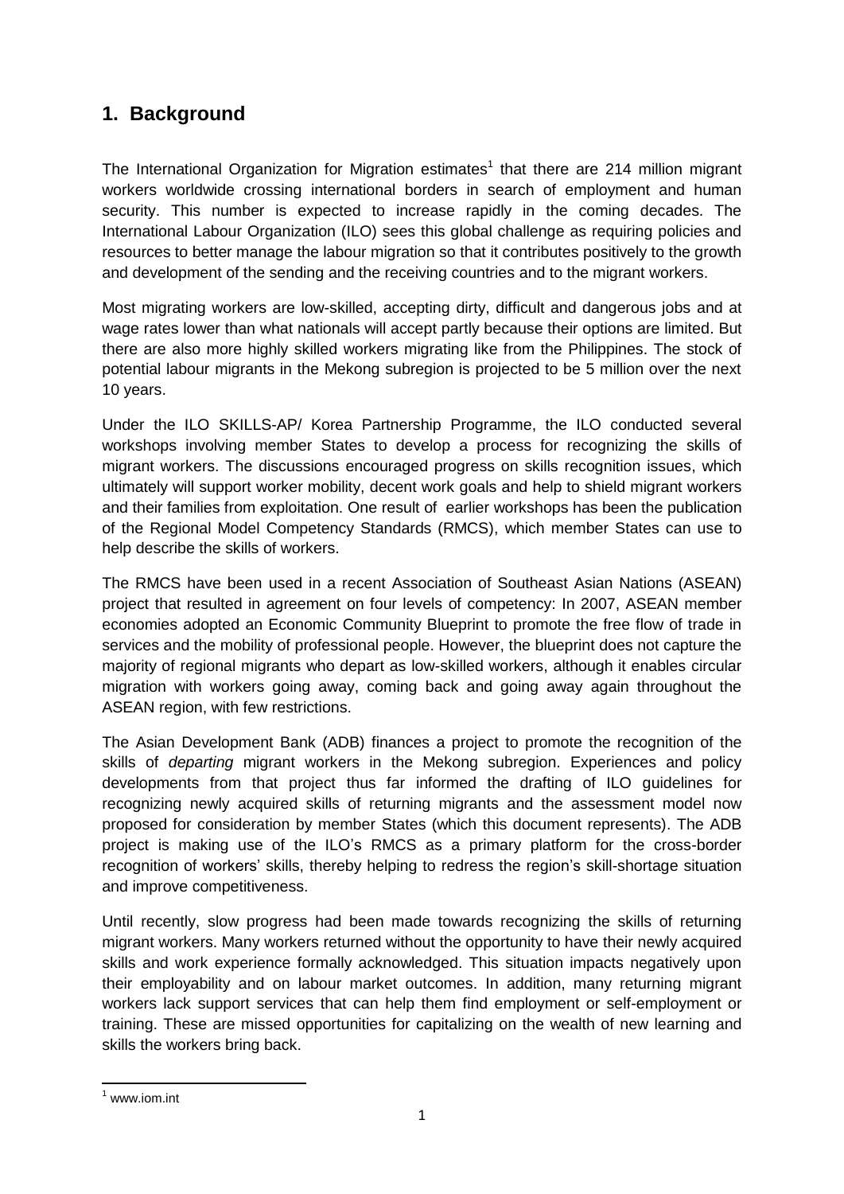## 1. Background

The International Organization for Migration estimates[1] that there are 214 million migrant workers worldwide crossing international borders in search of employment and human security. This number is expected to increase rapidly in the coming decades. The International Labour Organization (ILO) sees this global challenge as requiring policies and resources to better manage the labour migration so that it contributes positively to the growth and development of the sending and the receiving countries and to the migrant workers.

Most migrating workers are low-skilled, accepting dirty, difficult and dangerous jobs and at wage rates lower than what nationals will accept partly because their options are limited. But there are also more highly skilled workers migrating like from the Philippines. The stock of potential labour migrants in the Mekong subregion is projected to be 5 million over the next 10 years.

Under the ILO SKILLS-AP/ Korea Partnership Programme, the ILO conducted several workshops involving member States to develop a process for recognizing the skills of migrant workers. The discussions encouraged progress on skills recognition issues, which ultimately will support worker mobility, decent work goals and help to shield migrant workers and their families from exploitation. One result of earlier workshops has been the publication of the Regional Model Competency Standards (RMCS), which member States can use to help describe the skills of workers.

The RMCS have been used in a recent Association of Southeast Asian Nations (ASEAN) project that resulted in agreement on four levels of competency: In 2007, ASEAN member economies adopted an Economic Community Blueprint to promote the free flow of trade in services and the mobility of professional people. However, the blueprint does not capture the majority of regional migrants who depart as low-skilled workers, although it enables circular migration with workers going away, coming back and going away again throughout the ASEAN region, with few restrictions.

The Asian Development Bank (ADB) finances a project to promote the recognition of the skills of *departing* migrant workers in the Mekong subregion. Experiences and policy developments from that project thus far informed the drafting of ILO guidelines for recognizing newly acquired skills of returning migrants and the assessment model now proposed for consideration by member States (which this document represents). The ADB project is making use of the ILO's RMCS as a primary platform for the cross-border recognition of workers' skills, thereby helping to redress the region's skill-shortage situation and improve competitiveness.

Until recently, slow progress had been made towards recognizing the skills of returning migrant workers. Many workers returned without the opportunity to have their newly acquired skills and work experience formally acknowledged. This situation impacts negatively upon their employability and on labour market outcomes. In addition, many returning migrant workers lack support services that can help them find employment or self-employment or training. These are missed opportunities for capitalizing on the wealth of new learning and skills the workers bring back.

[1] www.iom.int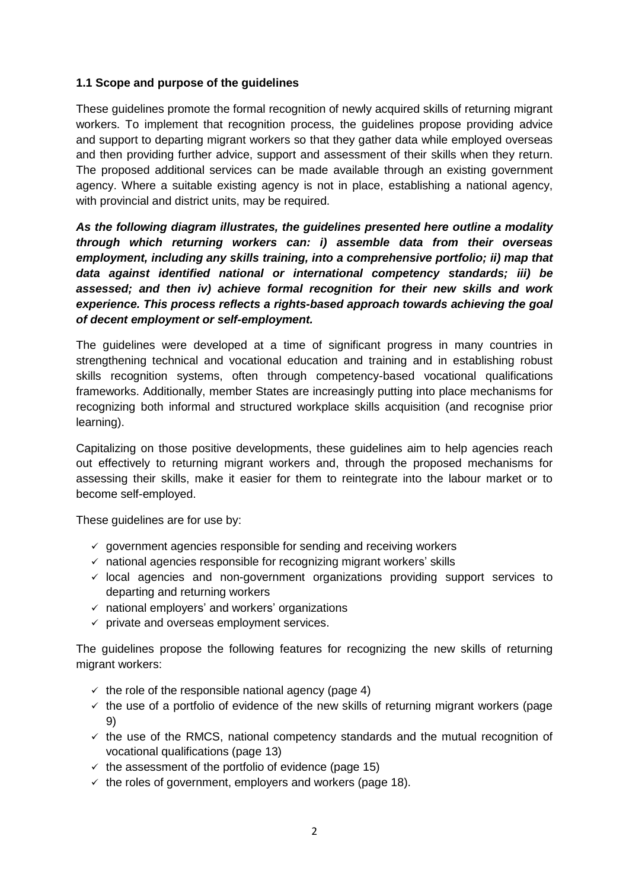### 1.1 Scope and purpose of the guidelines

These guidelines promote the formal recognition of newly acquired skills of returning migrant workers. To implement that recognition process, the guidelines propose providing advice and support to departing migrant workers so that they gather data while employed overseas and then providing further advice, support and assessment of their skills when they return. The proposed additional services can be made available through an existing government agency. Where a suitable existing agency is not in place, establishing a national agency, with provincial and district units, may be required.

***As the following diagram illustrates, the guidelines presented here outline a modality through which returning workers can: i) assemble data from their overseas employment, including any skills training, into a comprehensive portfolio; ii) map that data against identified national or international competency standards; iii) be assessed; and then iv) achieve formal recognition for their new skills and work experience. This process reflects a rights-based approach towards achieving the goal of decent employment or self-employment.***

The guidelines were developed at a time of significant progress in many countries in strengthening technical and vocational education and training and in establishing robust skills recognition systems, often through competency-based vocational qualifications frameworks. Additionally, member States are increasingly putting into place mechanisms for recognizing both informal and structured workplace skills acquisition (and recognise prior learning).

Capitalizing on those positive developments, these guidelines aim to help agencies reach out effectively to returning migrant workers and, through the proposed mechanisms for assessing their skills, make it easier for them to reintegrate into the labour market or to become self-employed.

These guidelines are for use by:

- government agencies responsible for sending and receiving workers
- national agencies responsible for recognizing migrant workers' skills
- local agencies and non-government organizations providing support services to departing and returning workers
- national employers' and workers' organizations
- private and overseas employment services.

The guidelines propose the following features for recognizing the new skills of returning migrant workers:

- the role of the responsible national agency (page 4)
- the use of a portfolio of evidence of the new skills of returning migrant workers (page 9)
- the use of the RMCS, national competency standards and the mutual recognition of vocational qualifications (page 13)
- the assessment of the portfolio of evidence (page 15)
- the roles of government, employers and workers (page 18).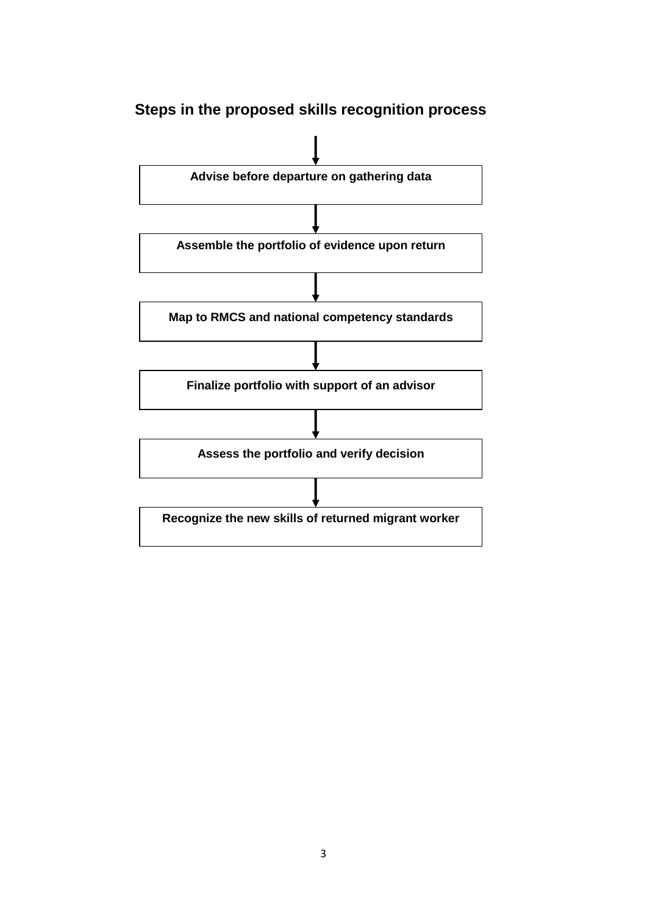## Steps in the proposed skills recognition process

1. Advise before departure on gathering data
2. Assemble the portfolio of evidence upon return
3. Map to RMCS and national competency standards
4. Finalize portfolio with support of an advisor
5. Assess the portfolio and verify decision
6. Recognize the new skills of returned migrant worker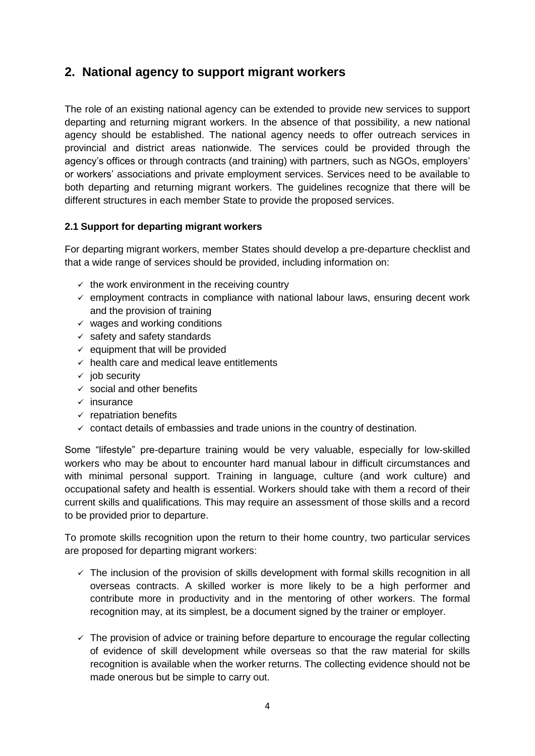## 2. National agency to support migrant workers

The role of an existing national agency can be extended to provide new services to support departing and returning migrant workers. In the absence of that possibility, a new national agency should be established. The national agency needs to offer outreach services in provincial and district areas nationwide. The services could be provided through the agency's offices or through contracts (and training) with partners, such as NGOs, employers' or workers' associations and private employment services. Services need to be available to both departing and returning migrant workers. The guidelines recognize that there will be different structures in each member State to provide the proposed services.

### 2.1 Support for departing migrant workers

For departing migrant workers, member States should develop a pre-departure checklist and that a wide range of services should be provided, including information on:

- ✓ the work environment in the receiving country
- ✓ employment contracts in compliance with national labour laws, ensuring decent work and the provision of training
- ✓ wages and working conditions
- ✓ safety and safety standards
- ✓ equipment that will be provided
- ✓ health care and medical leave entitlements
- ✓ job security
- ✓ social and other benefits
- ✓ insurance
- ✓ repatriation benefits
- ✓ contact details of embassies and trade unions in the country of destination.

Some "lifestyle" pre-departure training would be very valuable, especially for low-skilled workers who may be about to encounter hard manual labour in difficult circumstances and with minimal personal support. Training in language, culture (and work culture) and occupational safety and health is essential. Workers should take with them a record of their current skills and qualifications. This may require an assessment of those skills and a record to be provided prior to departure.

To promote skills recognition upon the return to their home country, two particular services are proposed for departing migrant workers:

- ✓ The inclusion of the provision of skills development with formal skills recognition in all overseas contracts. A skilled worker is more likely to be a high performer and contribute more in productivity and in the mentoring of other workers. The formal recognition may, at its simplest, be a document signed by the trainer or employer.

- ✓ The provision of advice or training before departure to encourage the regular collecting of evidence of skill development while overseas so that the raw material for skills recognition is available when the worker returns. The collecting evidence should not be made onerous but be simple to carry out.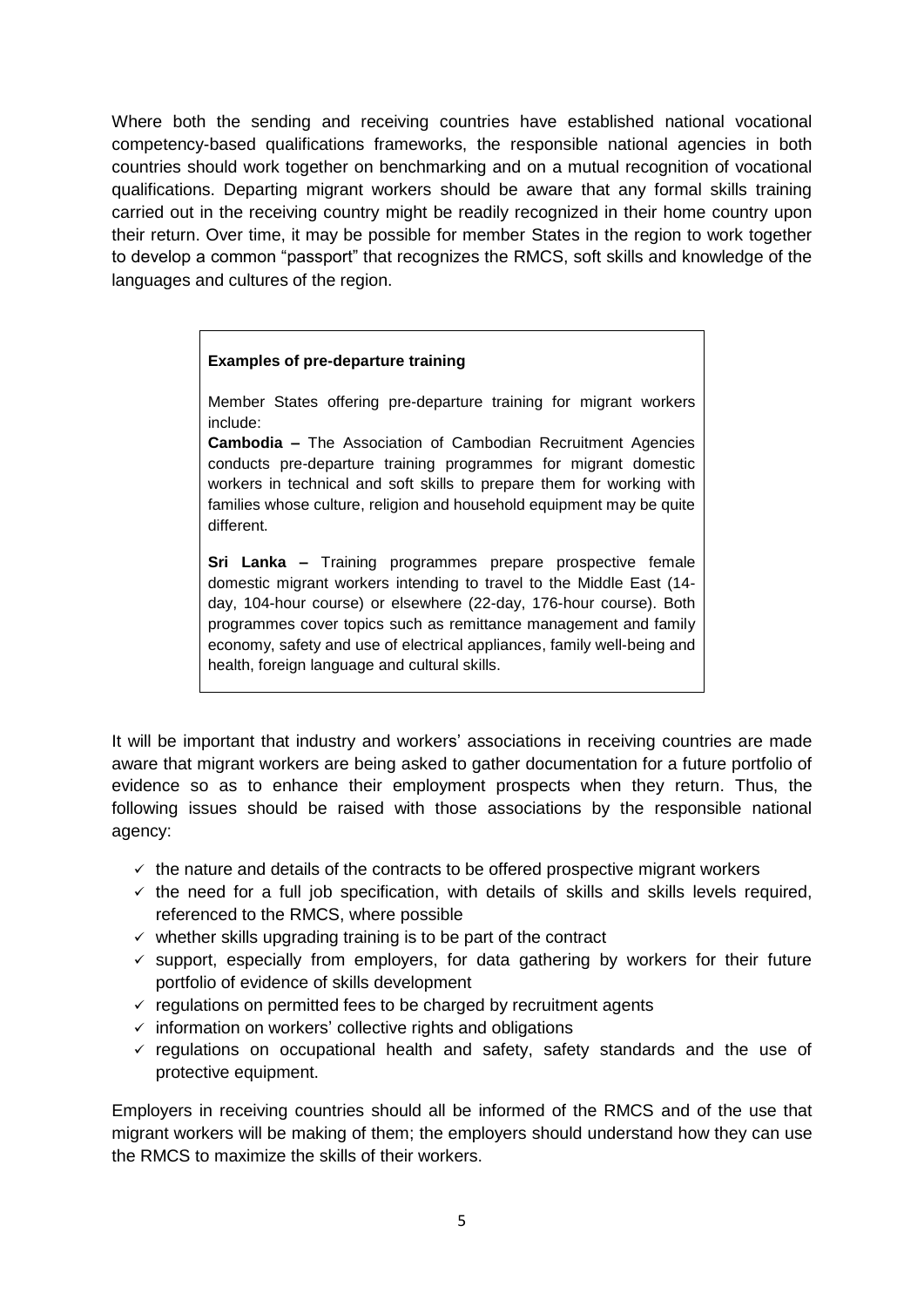Where both the sending and receiving countries have established national vocational competency-based qualifications frameworks, the responsible national agencies in both countries should work together on benchmarking and on a mutual recognition of vocational qualifications. Departing migrant workers should be aware that any formal skills training carried out in the receiving country might be readily recognized in their home country upon their return. Over time, it may be possible for member States in the region to work together to develop a common "passport" that recognizes the RMCS, soft skills and knowledge of the languages and cultures of the region.

> **Examples of pre-departure training**
>
> Member States offering pre-departure training for migrant workers include:
>
> **Cambodia –** The Association of Cambodian Recruitment Agencies conducts pre-departure training programmes for migrant domestic workers in technical and soft skills to prepare them for working with families whose culture, religion and household equipment may be quite different.
>
> **Sri Lanka –** Training programmes prepare prospective female domestic migrant workers intending to travel to the Middle East (14-day, 104-hour course) or elsewhere (22-day, 176-hour course). Both programmes cover topics such as remittance management and family economy, safety and use of electrical appliances, family well-being and health, foreign language and cultural skills.

It will be important that industry and workers' associations in receiving countries are made aware that migrant workers are being asked to gather documentation for a future portfolio of evidence so as to enhance their employment prospects when they return. Thus, the following issues should be raised with those associations by the responsible national agency:

- ✓ the nature and details of the contracts to be offered prospective migrant workers
- ✓ the need for a full job specification, with details of skills and skills levels required, referenced to the RMCS, where possible
- ✓ whether skills upgrading training is to be part of the contract
- ✓ support, especially from employers, for data gathering by workers for their future portfolio of evidence of skills development
- ✓ regulations on permitted fees to be charged by recruitment agents
- ✓ information on workers' collective rights and obligations
- ✓ regulations on occupational health and safety, safety standards and the use of protective equipment.

Employers in receiving countries should all be informed of the RMCS and of the use that migrant workers will be making of them; the employers should understand how they can use the RMCS to maximize the skills of their workers.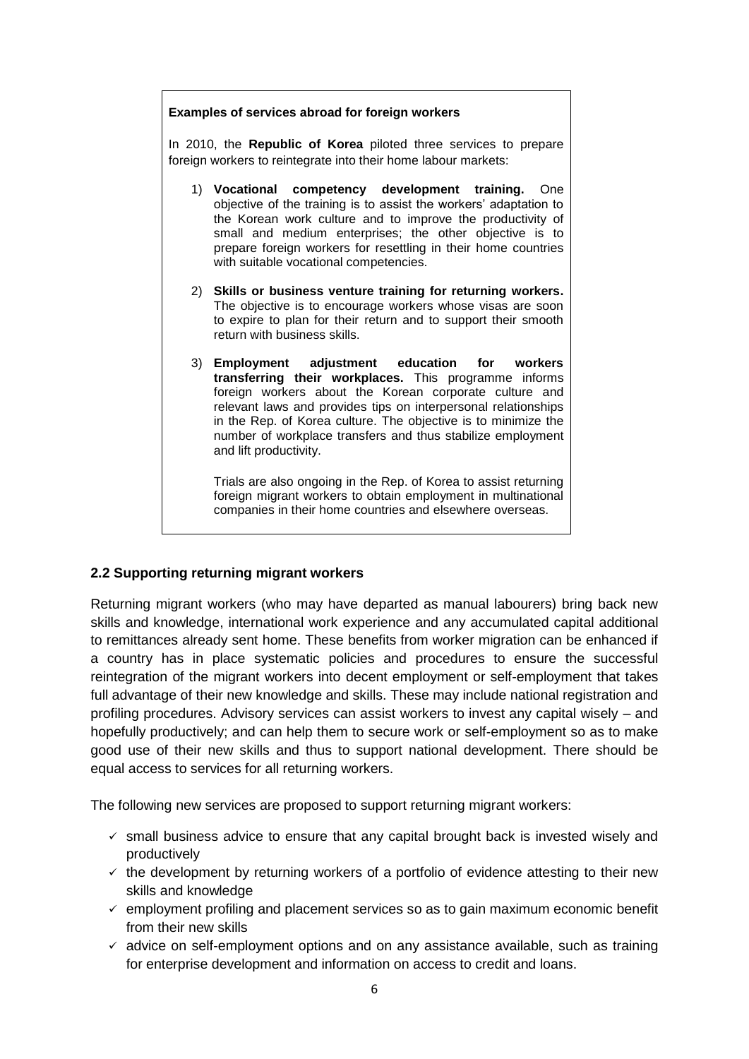**Examples of services abroad for foreign workers**

In 2010, the **Republic of Korea** piloted three services to prepare foreign workers to reintegrate into their home labour markets:

1) **Vocational competency development training.** One objective of the training is to assist the workers' adaptation to the Korean work culture and to improve the productivity of small and medium enterprises; the other objective is to prepare foreign workers for resettling in their home countries with suitable vocational competencies.

2) **Skills or business venture training for returning workers.** The objective is to encourage workers whose visas are soon to expire to plan for their return and to support their smooth return with business skills.

3) **Employment adjustment education for workers transferring their workplaces.** This programme informs foreign workers about the Korean corporate culture and relevant laws and provides tips on interpersonal relationships in the Rep. of Korea culture. The objective is to minimize the number of workplace transfers and thus stabilize employment and lift productivity.

   Trials are also ongoing in the Rep. of Korea to assist returning foreign migrant workers to obtain employment in multinational companies in their home countries and elsewhere overseas.

### 2.2 Supporting returning migrant workers

Returning migrant workers (who may have departed as manual labourers) bring back new skills and knowledge, international work experience and any accumulated capital additional to remittances already sent home. These benefits from worker migration can be enhanced if a country has in place systematic policies and procedures to ensure the successful reintegration of the migrant workers into decent employment or self-employment that takes full advantage of their new knowledge and skills. These may include national registration and profiling procedures. Advisory services can assist workers to invest any capital wisely – and hopefully productively; and can help them to secure work or self-employment so as to make good use of their new skills and thus to support national development. There should be equal access to services for all returning workers.

The following new services are proposed to support returning migrant workers:

- ✓ small business advice to ensure that any capital brought back is invested wisely and productively
- ✓ the development by returning workers of a portfolio of evidence attesting to their new skills and knowledge
- ✓ employment profiling and placement services so as to gain maximum economic benefit from their new skills
- ✓ advice on self-employment options and on any assistance available, such as training for enterprise development and information on access to credit and loans.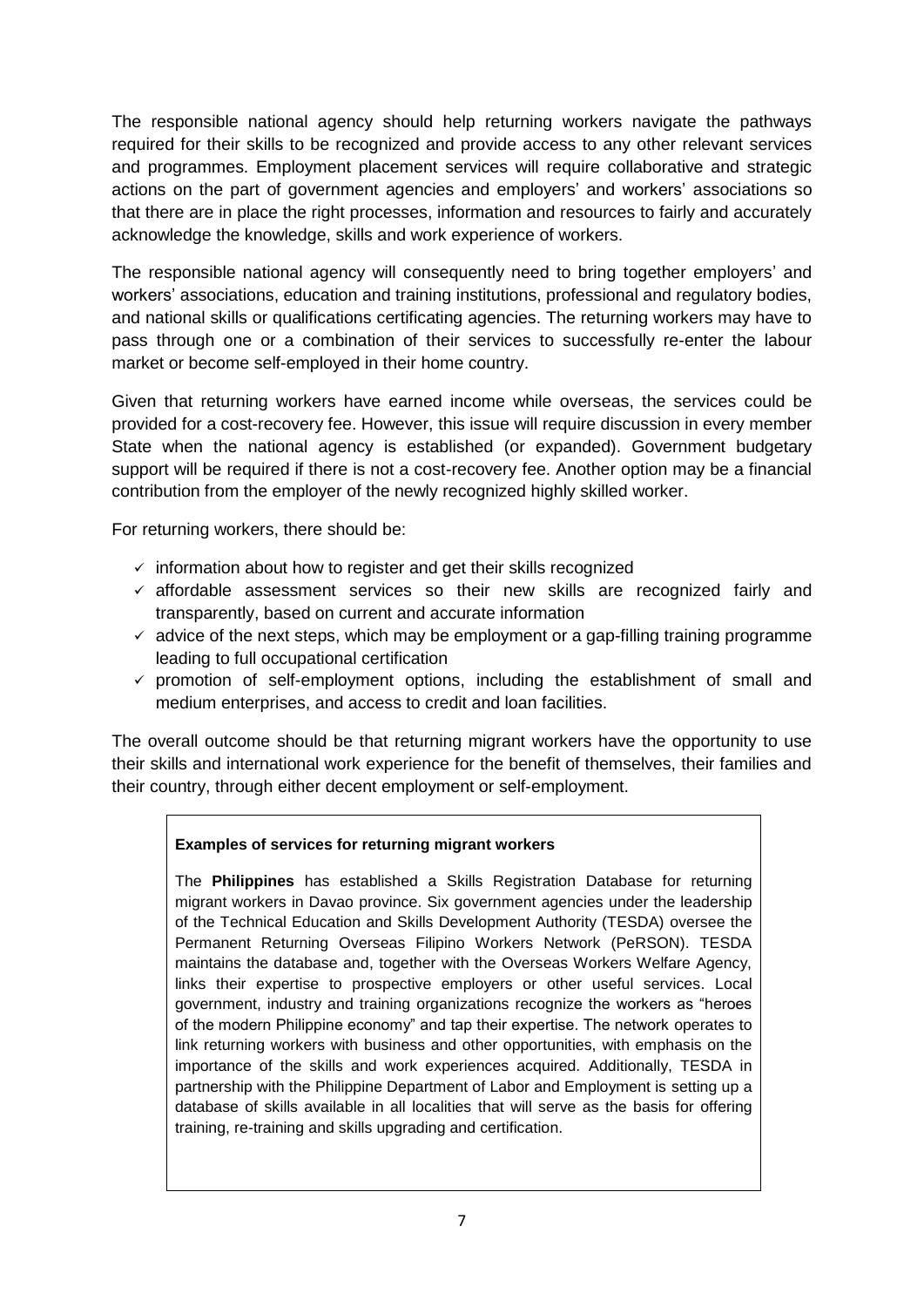The responsible national agency should help returning workers navigate the pathways required for their skills to be recognized and provide access to any other relevant services and programmes. Employment placement services will require collaborative and strategic actions on the part of government agencies and employers' and workers' associations so that there are in place the right processes, information and resources to fairly and accurately acknowledge the knowledge, skills and work experience of workers.

The responsible national agency will consequently need to bring together employers' and workers' associations, education and training institutions, professional and regulatory bodies, and national skills or qualifications certificating agencies. The returning workers may have to pass through one or a combination of their services to successfully re-enter the labour market or become self-employed in their home country.

Given that returning workers have earned income while overseas, the services could be provided for a cost-recovery fee. However, this issue will require discussion in every member State when the national agency is established (or expanded). Government budgetary support will be required if there is not a cost-recovery fee. Another option may be a financial contribution from the employer of the newly recognized highly skilled worker.

For returning workers, there should be:

- ✓ information about how to register and get their skills recognized
- ✓ affordable assessment services so their new skills are recognized fairly and transparently, based on current and accurate information
- ✓ advice of the next steps, which may be employment or a gap-filling training programme leading to full occupational certification
- ✓ promotion of self-employment options, including the establishment of small and medium enterprises, and access to credit and loan facilities.

The overall outcome should be that returning migrant workers have the opportunity to use their skills and international work experience for the benefit of themselves, their families and their country, through either decent employment or self-employment.

**Examples of services for returning migrant workers**

The **Philippines** has established a Skills Registration Database for returning migrant workers in Davao province. Six government agencies under the leadership of the Technical Education and Skills Development Authority (TESDA) oversee the Permanent Returning Overseas Filipino Workers Network (PeRSON). TESDA maintains the database and, together with the Overseas Workers Welfare Agency, links their expertise to prospective employers or other useful services. Local government, industry and training organizations recognize the workers as "heroes of the modern Philippine economy" and tap their expertise. The network operates to link returning workers with business and other opportunities, with emphasis on the importance of the skills and work experiences acquired. Additionally, TESDA in partnership with the Philippine Department of Labor and Employment is setting up a database of skills available in all localities that will serve as the basis for offering training, re-training and skills upgrading and certification.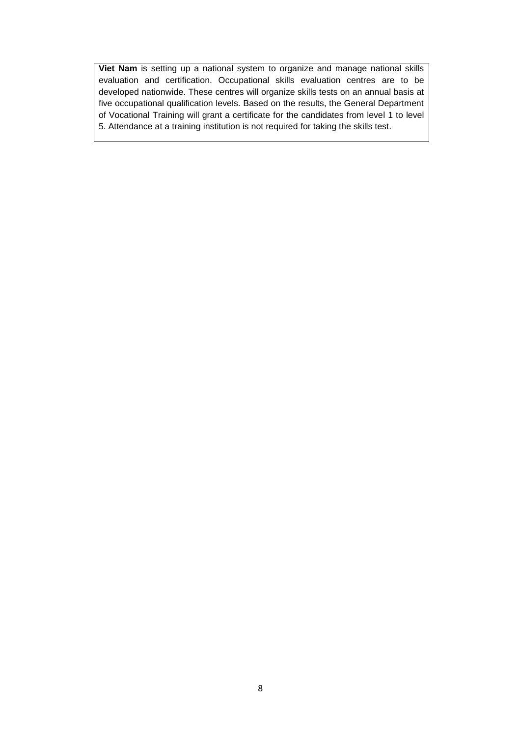**Viet Nam** is setting up a national system to organize and manage national skills evaluation and certification. Occupational skills evaluation centres are to be developed nationwide. These centres will organize skills tests on an annual basis at five occupational qualification levels. Based on the results, the General Department of Vocational Training will grant a certificate for the candidates from level 1 to level 5. Attendance at a training institution is not required for taking the skills test.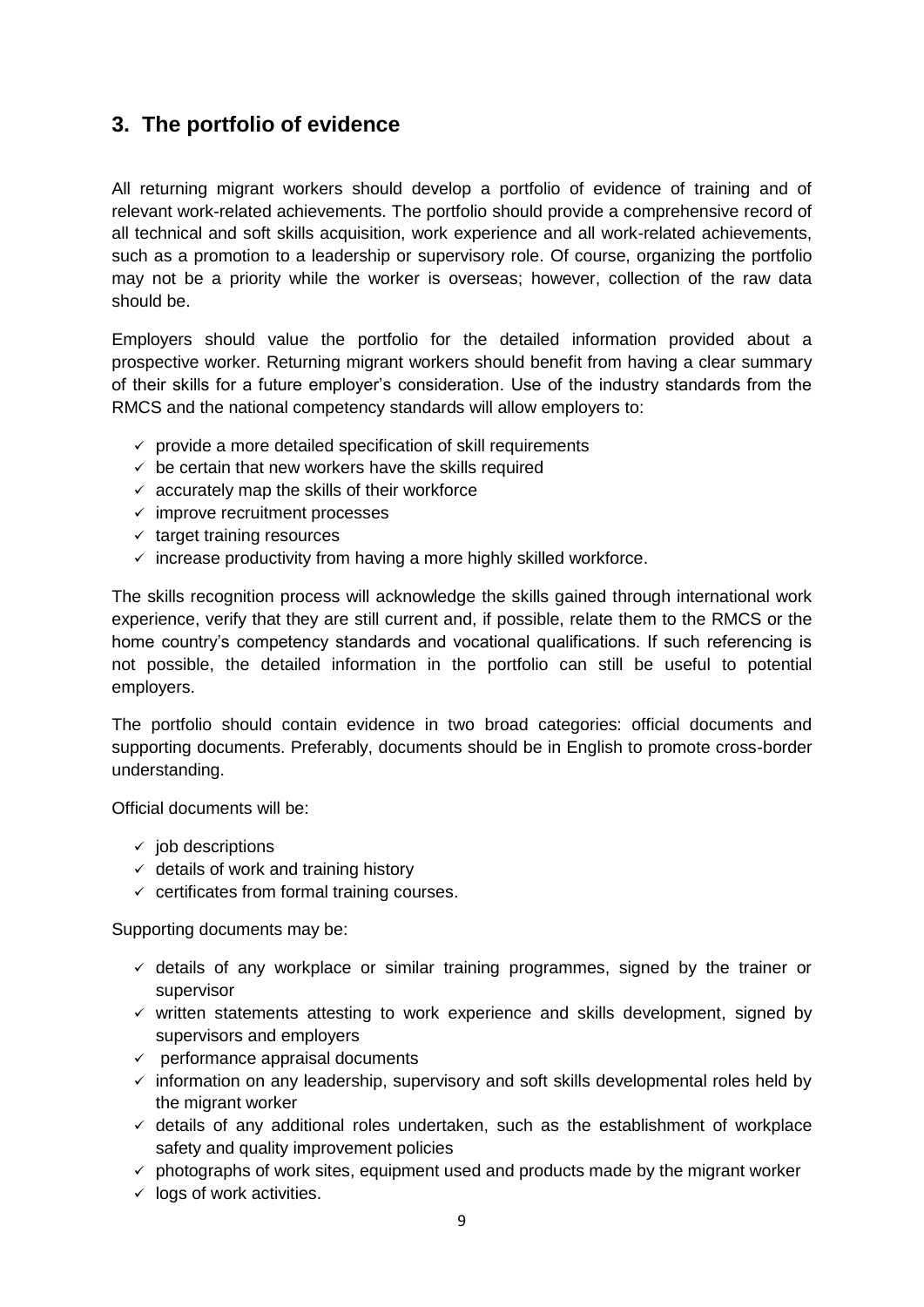## 3. The portfolio of evidence

All returning migrant workers should develop a portfolio of evidence of training and of relevant work-related achievements. The portfolio should provide a comprehensive record of all technical and soft skills acquisition, work experience and all work-related achievements, such as a promotion to a leadership or supervisory role. Of course, organizing the portfolio may not be a priority while the worker is overseas; however, collection of the raw data should be.

Employers should value the portfolio for the detailed information provided about a prospective worker. Returning migrant workers should benefit from having a clear summary of their skills for a future employer's consideration. Use of the industry standards from the RMCS and the national competency standards will allow employers to:

- ✓ provide a more detailed specification of skill requirements
- ✓ be certain that new workers have the skills required
- ✓ accurately map the skills of their workforce
- ✓ improve recruitment processes
- ✓ target training resources
- ✓ increase productivity from having a more highly skilled workforce.

The skills recognition process will acknowledge the skills gained through international work experience, verify that they are still current and, if possible, relate them to the RMCS or the home country's competency standards and vocational qualifications. If such referencing is not possible, the detailed information in the portfolio can still be useful to potential employers.

The portfolio should contain evidence in two broad categories: official documents and supporting documents. Preferably, documents should be in English to promote cross-border understanding.

Official documents will be:

- ✓ job descriptions
- ✓ details of work and training history
- ✓ certificates from formal training courses.

Supporting documents may be:

- ✓ details of any workplace or similar training programmes, signed by the trainer or supervisor
- ✓ written statements attesting to work experience and skills development, signed by supervisors and employers
- ✓ performance appraisal documents
- ✓ information on any leadership, supervisory and soft skills developmental roles held by the migrant worker
- ✓ details of any additional roles undertaken, such as the establishment of workplace safety and quality improvement policies
- ✓ photographs of work sites, equipment used and products made by the migrant worker
- ✓ logs of work activities.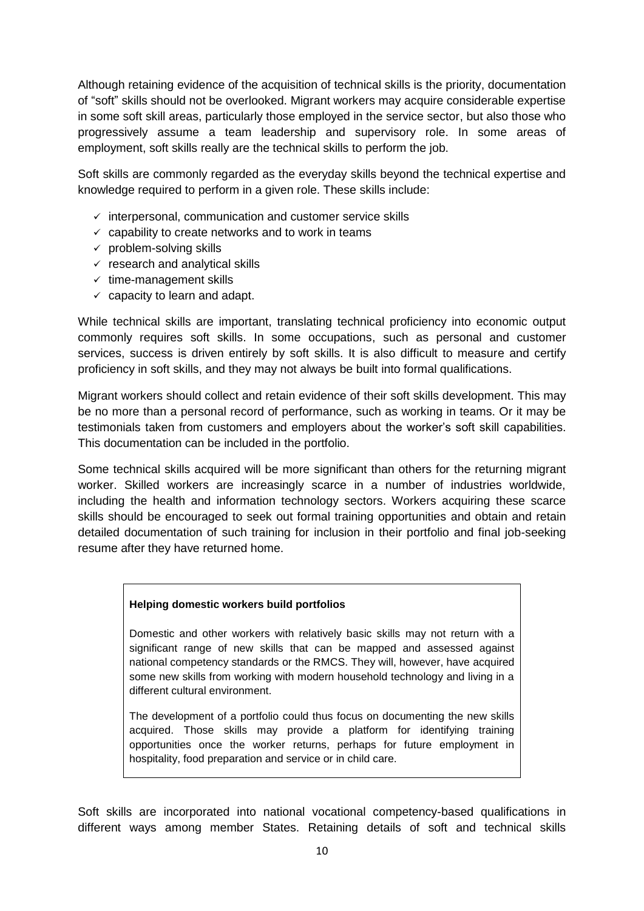Although retaining evidence of the acquisition of technical skills is the priority, documentation of "soft" skills should not be overlooked. Migrant workers may acquire considerable expertise in some soft skill areas, particularly those employed in the service sector, but also those who progressively assume a team leadership and supervisory role. In some areas of employment, soft skills really are the technical skills to perform the job.

Soft skills are commonly regarded as the everyday skills beyond the technical expertise and knowledge required to perform in a given role. These skills include:

- ✓ interpersonal, communication and customer service skills
- ✓ capability to create networks and to work in teams
- ✓ problem-solving skills
- ✓ research and analytical skills
- ✓ time-management skills
- ✓ capacity to learn and adapt.

While technical skills are important, translating technical proficiency into economic output commonly requires soft skills. In some occupations, such as personal and customer services, success is driven entirely by soft skills. It is also difficult to measure and certify proficiency in soft skills, and they may not always be built into formal qualifications.

Migrant workers should collect and retain evidence of their soft skills development. This may be no more than a personal record of performance, such as working in teams. Or it may be testimonials taken from customers and employers about the worker's soft skill capabilities. This documentation can be included in the portfolio.

Some technical skills acquired will be more significant than others for the returning migrant worker. Skilled workers are increasingly scarce in a number of industries worldwide, including the health and information technology sectors. Workers acquiring these scarce skills should be encouraged to seek out formal training opportunities and obtain and retain detailed documentation of such training for inclusion in their portfolio and final job-seeking resume after they have returned home.

> **Helping domestic workers build portfolios**
>
> Domestic and other workers with relatively basic skills may not return with a significant range of new skills that can be mapped and assessed against national competency standards or the RMCS. They will, however, have acquired some new skills from working with modern household technology and living in a different cultural environment.
>
> The development of a portfolio could thus focus on documenting the new skills acquired. Those skills may provide a platform for identifying training opportunities once the worker returns, perhaps for future employment in hospitality, food preparation and service or in child care.

Soft skills are incorporated into national vocational competency-based qualifications in different ways among member States. Retaining details of soft and technical skills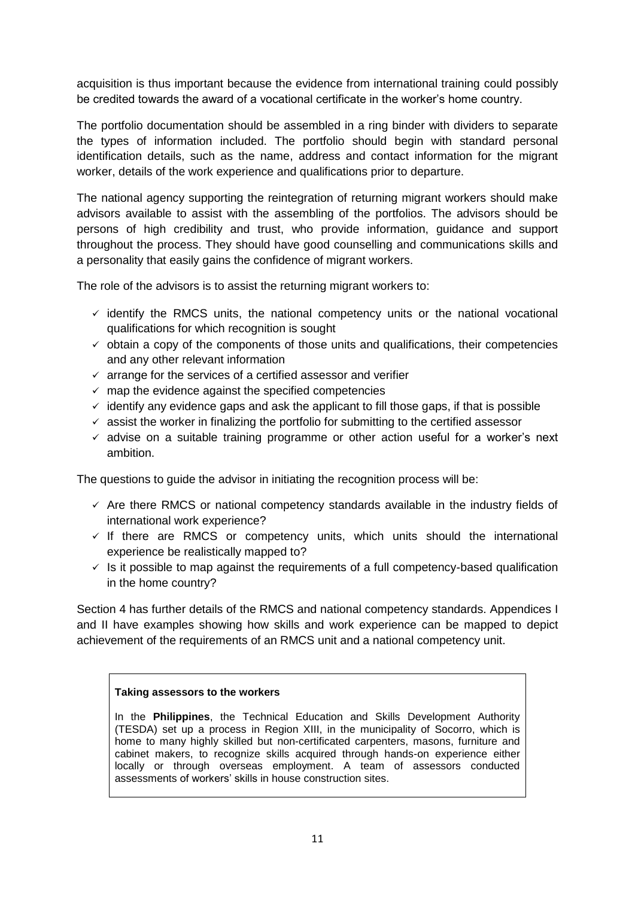acquisition is thus important because the evidence from international training could possibly be credited towards the award of a vocational certificate in the worker's home country.

The portfolio documentation should be assembled in a ring binder with dividers to separate the types of information included. The portfolio should begin with standard personal identification details, such as the name, address and contact information for the migrant worker, details of the work experience and qualifications prior to departure.

The national agency supporting the reintegration of returning migrant workers should make advisors available to assist with the assembling of the portfolios. The advisors should be persons of high credibility and trust, who provide information, guidance and support throughout the process. They should have good counselling and communications skills and a personality that easily gains the confidence of migrant workers.

The role of the advisors is to assist the returning migrant workers to:

- ✓ identify the RMCS units, the national competency units or the national vocational qualifications for which recognition is sought
- ✓ obtain a copy of the components of those units and qualifications, their competencies and any other relevant information
- ✓ arrange for the services of a certified assessor and verifier
- ✓ map the evidence against the specified competencies
- ✓ identify any evidence gaps and ask the applicant to fill those gaps, if that is possible
- ✓ assist the worker in finalizing the portfolio for submitting to the certified assessor
- ✓ advise on a suitable training programme or other action useful for a worker's next ambition.

The questions to guide the advisor in initiating the recognition process will be:

- ✓ Are there RMCS or national competency standards available in the industry fields of international work experience?
- ✓ If there are RMCS or competency units, which units should the international experience be realistically mapped to?
- ✓ Is it possible to map against the requirements of a full competency-based qualification in the home country?

Section 4 has further details of the RMCS and national competency standards. Appendices I and II have examples showing how skills and work experience can be mapped to depict achievement of the requirements of an RMCS unit and a national competency unit.

> **Taking assessors to the workers**
>
> In the **Philippines**, the Technical Education and Skills Development Authority (TESDA) set up a process in Region XIII, in the municipality of Socorro, which is home to many highly skilled but non-certificated carpenters, masons, furniture and cabinet makers, to recognize skills acquired through hands-on experience either locally or through overseas employment. A team of assessors conducted assessments of workers' skills in house construction sites.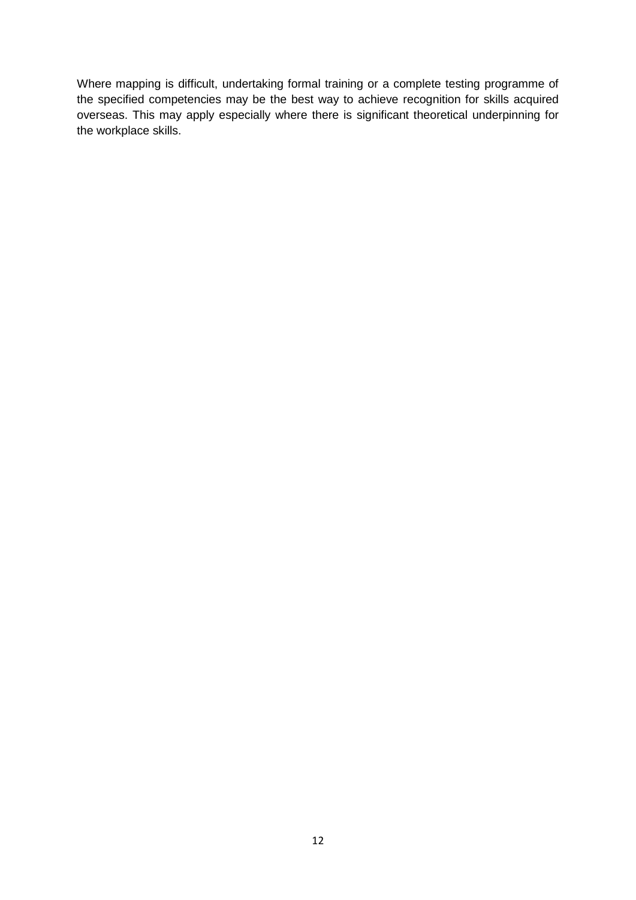Where mapping is difficult, undertaking formal training or a complete testing programme of the specified competencies may be the best way to achieve recognition for skills acquired overseas. This may apply especially where there is significant theoretical underpinning for the workplace skills.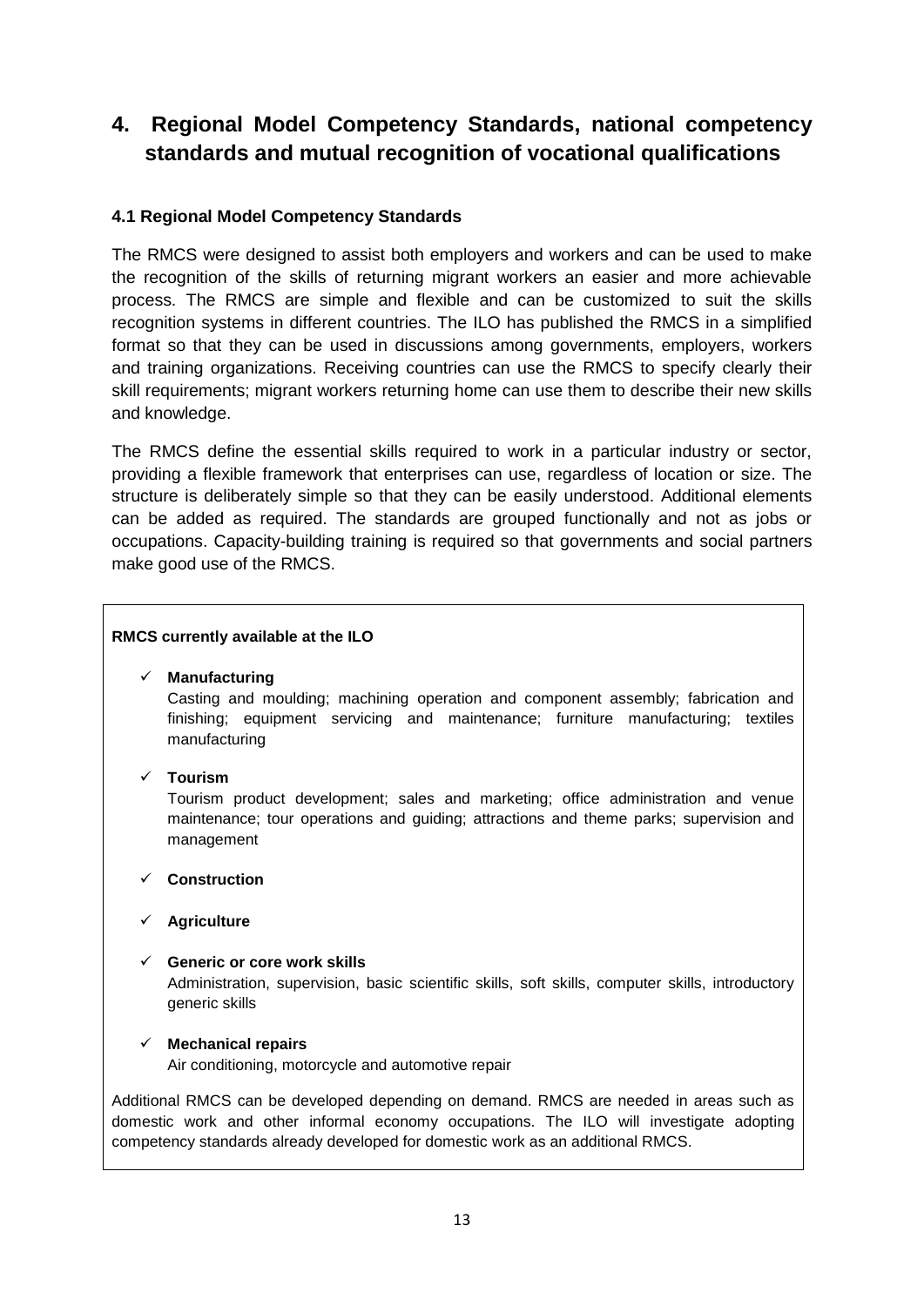# 4. Regional Model Competency Standards, national competency standards and mutual recognition of vocational qualifications

### 4.1 Regional Model Competency Standards

The RMCS were designed to assist both employers and workers and can be used to make the recognition of the skills of returning migrant workers an easier and more achievable process. The RMCS are simple and flexible and can be customized to suit the skills recognition systems in different countries. The ILO has published the RMCS in a simplified format so that they can be used in discussions among governments, employers, workers and training organizations. Receiving countries can use the RMCS to specify clearly their skill requirements; migrant workers returning home can use them to describe their new skills and knowledge.

The RMCS define the essential skills required to work in a particular industry or sector, providing a flexible framework that enterprises can use, regardless of location or size. The structure is deliberately simple so that they can be easily understood. Additional elements can be added as required. The standards are grouped functionally and not as jobs or occupations. Capacity-building training is required so that governments and social partners make good use of the RMCS.

**RMCS currently available at the ILO**

- ✓ **Manufacturing**
  Casting and moulding; machining operation and component assembly; fabrication and finishing; equipment servicing and maintenance; furniture manufacturing; textiles manufacturing
- ✓ **Tourism**
  Tourism product development; sales and marketing; office administration and venue maintenance; tour operations and guiding; attractions and theme parks; supervision and management
- ✓ **Construction**
- ✓ **Agriculture**
- ✓ **Generic or core work skills**
  Administration, supervision, basic scientific skills, soft skills, computer skills, introductory generic skills
- ✓ **Mechanical repairs**
  Air conditioning, motorcycle and automotive repair

Additional RMCS can be developed depending on demand. RMCS are needed in areas such as domestic work and other informal economy occupations. The ILO will investigate adopting competency standards already developed for domestic work as an additional RMCS.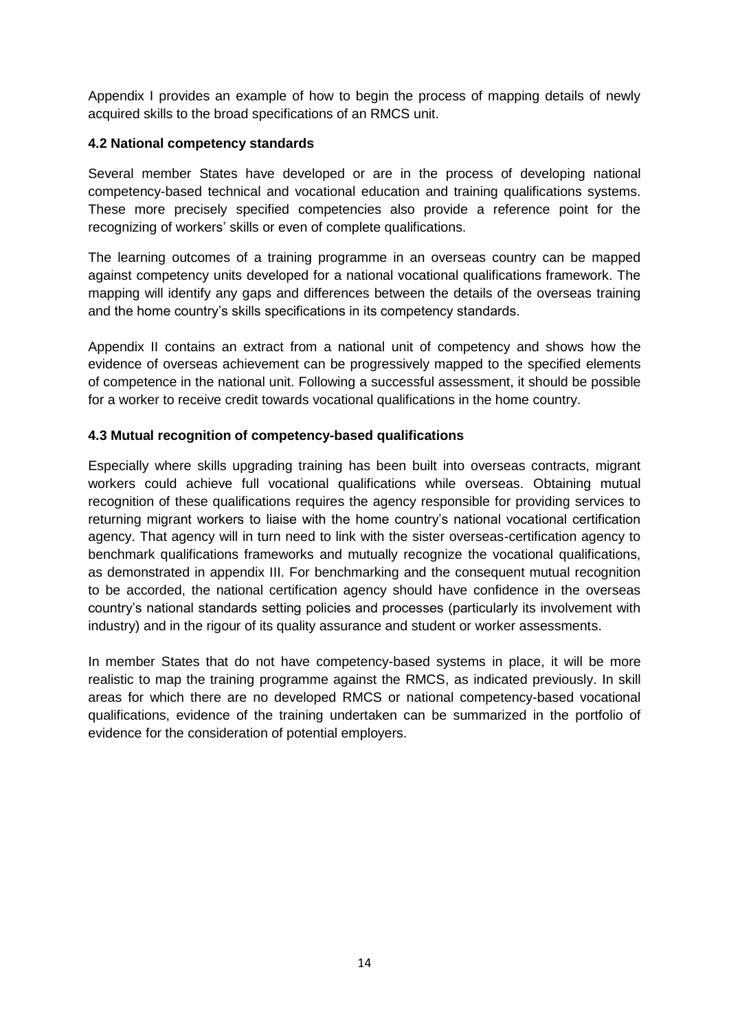Appendix I provides an example of how to begin the process of mapping details of newly acquired skills to the broad specifications of an RMCS unit.

### 4.2 National competency standards

Several member States have developed or are in the process of developing national competency-based technical and vocational education and training qualifications systems. These more precisely specified competencies also provide a reference point for the recognizing of workers' skills or even of complete qualifications.

The learning outcomes of a training programme in an overseas country can be mapped against competency units developed for a national vocational qualifications framework. The mapping will identify any gaps and differences between the details of the overseas training and the home country's skills specifications in its competency standards.

Appendix II contains an extract from a national unit of competency and shows how the evidence of overseas achievement can be progressively mapped to the specified elements of competence in the national unit. Following a successful assessment, it should be possible for a worker to receive credit towards vocational qualifications in the home country.

### 4.3 Mutual recognition of competency-based qualifications

Especially where skills upgrading training has been built into overseas contracts, migrant workers could achieve full vocational qualifications while overseas. Obtaining mutual recognition of these qualifications requires the agency responsible for providing services to returning migrant workers to liaise with the home country's national vocational certification agency. That agency will in turn need to link with the sister overseas-certification agency to benchmark qualifications frameworks and mutually recognize the vocational qualifications, as demonstrated in appendix III. For benchmarking and the consequent mutual recognition to be accorded, the national certification agency should have confidence in the overseas country's national standards setting policies and processes (particularly its involvement with industry) and in the rigour of its quality assurance and student or worker assessments.

In member States that do not have competency-based systems in place, it will be more realistic to map the training programme against the RMCS, as indicated previously. In skill areas for which there are no developed RMCS or national competency-based vocational qualifications, evidence of the training undertaken can be summarized in the portfolio of evidence for the consideration of potential employers.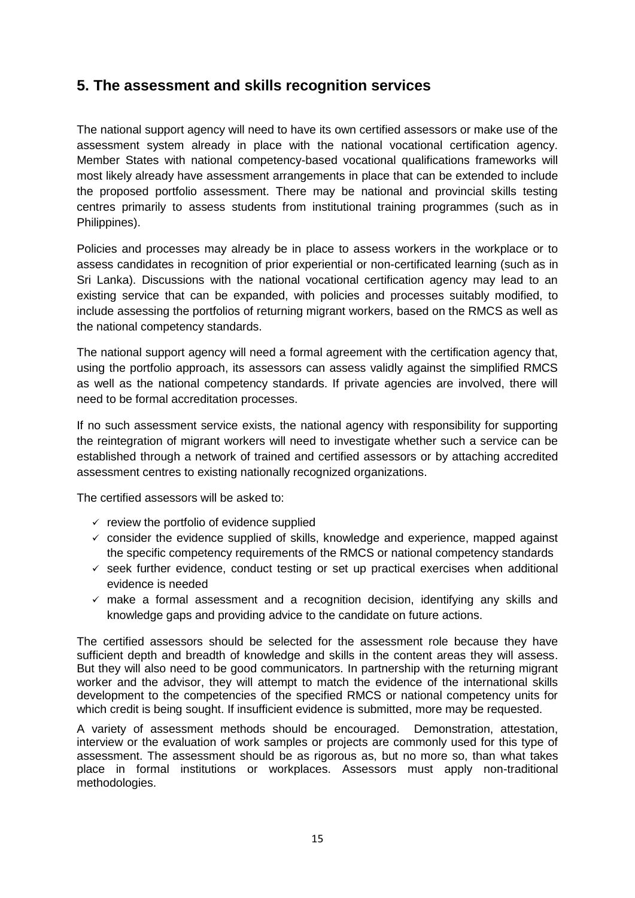## 5. The assessment and skills recognition services

The national support agency will need to have its own certified assessors or make use of the assessment system already in place with the national vocational certification agency. Member States with national competency-based vocational qualifications frameworks will most likely already have assessment arrangements in place that can be extended to include the proposed portfolio assessment. There may be national and provincial skills testing centres primarily to assess students from institutional training programmes (such as in Philippines).

Policies and processes may already be in place to assess workers in the workplace or to assess candidates in recognition of prior experiential or non-certificated learning (such as in Sri Lanka). Discussions with the national vocational certification agency may lead to an existing service that can be expanded, with policies and processes suitably modified, to include assessing the portfolios of returning migrant workers, based on the RMCS as well as the national competency standards.

The national support agency will need a formal agreement with the certification agency that, using the portfolio approach, its assessors can assess validly against the simplified RMCS as well as the national competency standards. If private agencies are involved, there will need to be formal accreditation processes.

If no such assessment service exists, the national agency with responsibility for supporting the reintegration of migrant workers will need to investigate whether such a service can be established through a network of trained and certified assessors or by attaching accredited assessment centres to existing nationally recognized organizations.

The certified assessors will be asked to:

- ✓ review the portfolio of evidence supplied
- ✓ consider the evidence supplied of skills, knowledge and experience, mapped against the specific competency requirements of the RMCS or national competency standards
- ✓ seek further evidence, conduct testing or set up practical exercises when additional evidence is needed
- ✓ make a formal assessment and a recognition decision, identifying any skills and knowledge gaps and providing advice to the candidate on future actions.

The certified assessors should be selected for the assessment role because they have sufficient depth and breadth of knowledge and skills in the content areas they will assess. But they will also need to be good communicators. In partnership with the returning migrant worker and the advisor, they will attempt to match the evidence of the international skills development to the competencies of the specified RMCS or national competency units for which credit is being sought. If insufficient evidence is submitted, more may be requested.

A variety of assessment methods should be encouraged. Demonstration, attestation, interview or the evaluation of work samples or projects are commonly used for this type of assessment. The assessment should be as rigorous as, but no more so, than what takes place in formal institutions or workplaces. Assessors must apply non-traditional methodologies.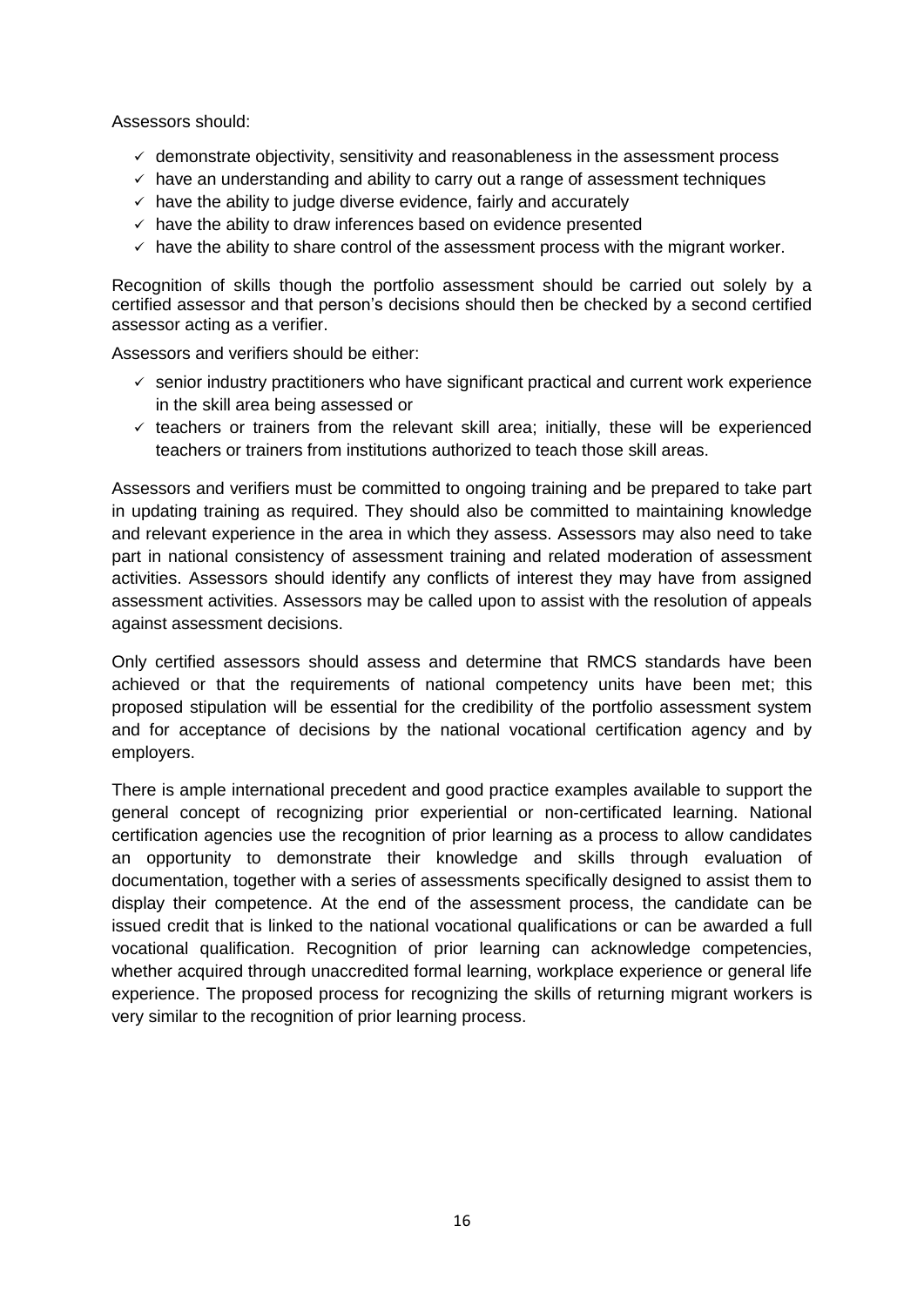Assessors should:

- ✓ demonstrate objectivity, sensitivity and reasonableness in the assessment process
- ✓ have an understanding and ability to carry out a range of assessment techniques
- ✓ have the ability to judge diverse evidence, fairly and accurately
- ✓ have the ability to draw inferences based on evidence presented
- ✓ have the ability to share control of the assessment process with the migrant worker.

Recognition of skills though the portfolio assessment should be carried out solely by a certified assessor and that person's decisions should then be checked by a second certified assessor acting as a verifier.

Assessors and verifiers should be either:

- ✓ senior industry practitioners who have significant practical and current work experience in the skill area being assessed or
- ✓ teachers or trainers from the relevant skill area; initially, these will be experienced teachers or trainers from institutions authorized to teach those skill areas.

Assessors and verifiers must be committed to ongoing training and be prepared to take part in updating training as required. They should also be committed to maintaining knowledge and relevant experience in the area in which they assess. Assessors may also need to take part in national consistency of assessment training and related moderation of assessment activities. Assessors should identify any conflicts of interest they may have from assigned assessment activities. Assessors may be called upon to assist with the resolution of appeals against assessment decisions.

Only certified assessors should assess and determine that RMCS standards have been achieved or that the requirements of national competency units have been met; this proposed stipulation will be essential for the credibility of the portfolio assessment system and for acceptance of decisions by the national vocational certification agency and by employers.

There is ample international precedent and good practice examples available to support the general concept of recognizing prior experiential or non-certificated learning. National certification agencies use the recognition of prior learning as a process to allow candidates an opportunity to demonstrate their knowledge and skills through evaluation of documentation, together with a series of assessments specifically designed to assist them to display their competence. At the end of the assessment process, the candidate can be issued credit that is linked to the national vocational qualifications or can be awarded a full vocational qualification. Recognition of prior learning can acknowledge competencies, whether acquired through unaccredited formal learning, workplace experience or general life experience. The proposed process for recognizing the skills of returning migrant workers is very similar to the recognition of prior learning process.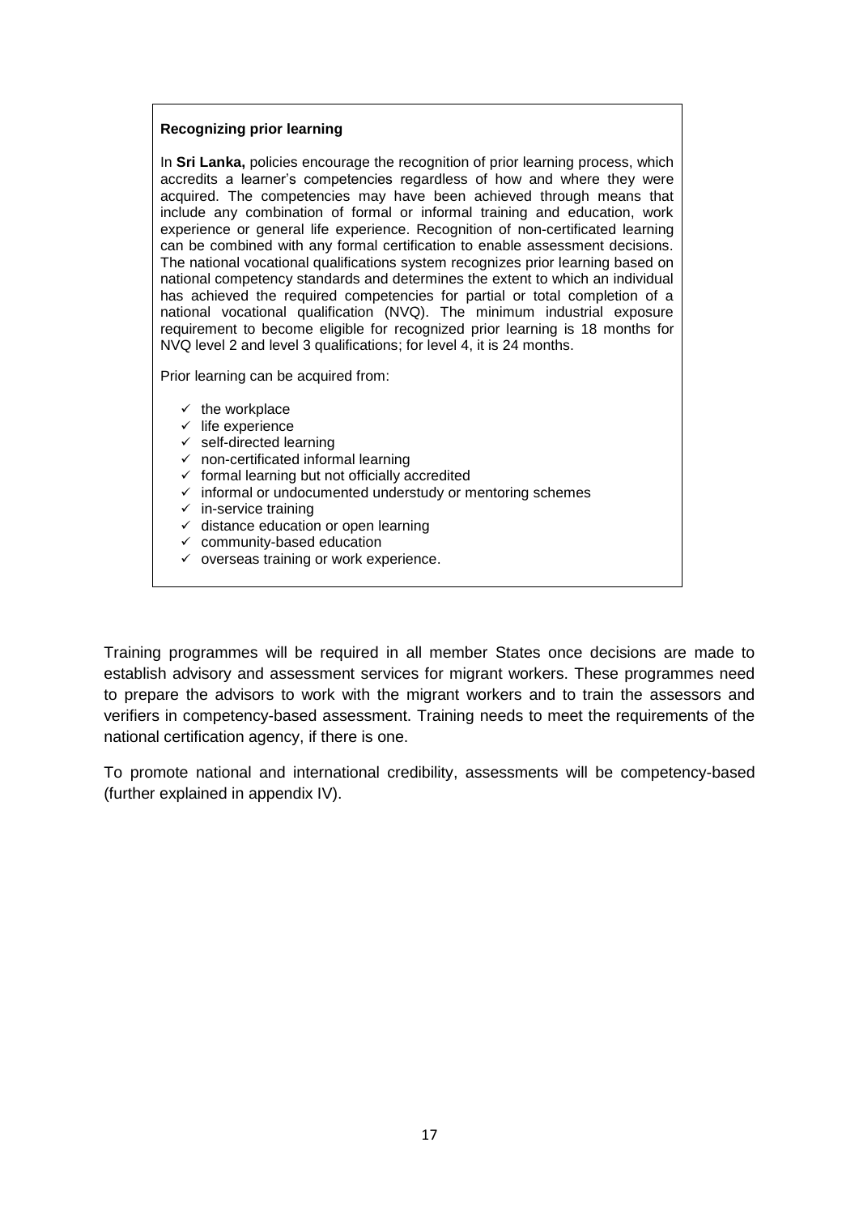**Recognizing prior learning**

In **Sri Lanka,** policies encourage the recognition of prior learning process, which accredits a learner's competencies regardless of how and where they were acquired. The competencies may have been achieved through means that include any combination of formal or informal training and education, work experience or general life experience. Recognition of non-certificated learning can be combined with any formal certification to enable assessment decisions. The national vocational qualifications system recognizes prior learning based on national competency standards and determines the extent to which an individual has achieved the required competencies for partial or total completion of a national vocational qualification (NVQ). The minimum industrial exposure requirement to become eligible for recognized prior learning is 18 months for NVQ level 2 and level 3 qualifications; for level 4, it is 24 months.

Prior learning can be acquired from:

- ✓ the workplace
- ✓ life experience
- ✓ self-directed learning
- ✓ non-certificated informal learning
- ✓ formal learning but not officially accredited
- ✓ informal or undocumented understudy or mentoring schemes
- ✓ in-service training
- ✓ distance education or open learning
- ✓ community-based education
- ✓ overseas training or work experience.

Training programmes will be required in all member States once decisions are made to establish advisory and assessment services for migrant workers. These programmes need to prepare the advisors to work with the migrant workers and to train the assessors and verifiers in competency-based assessment. Training needs to meet the requirements of the national certification agency, if there is one.

To promote national and international credibility, assessments will be competency-based (further explained in appendix IV).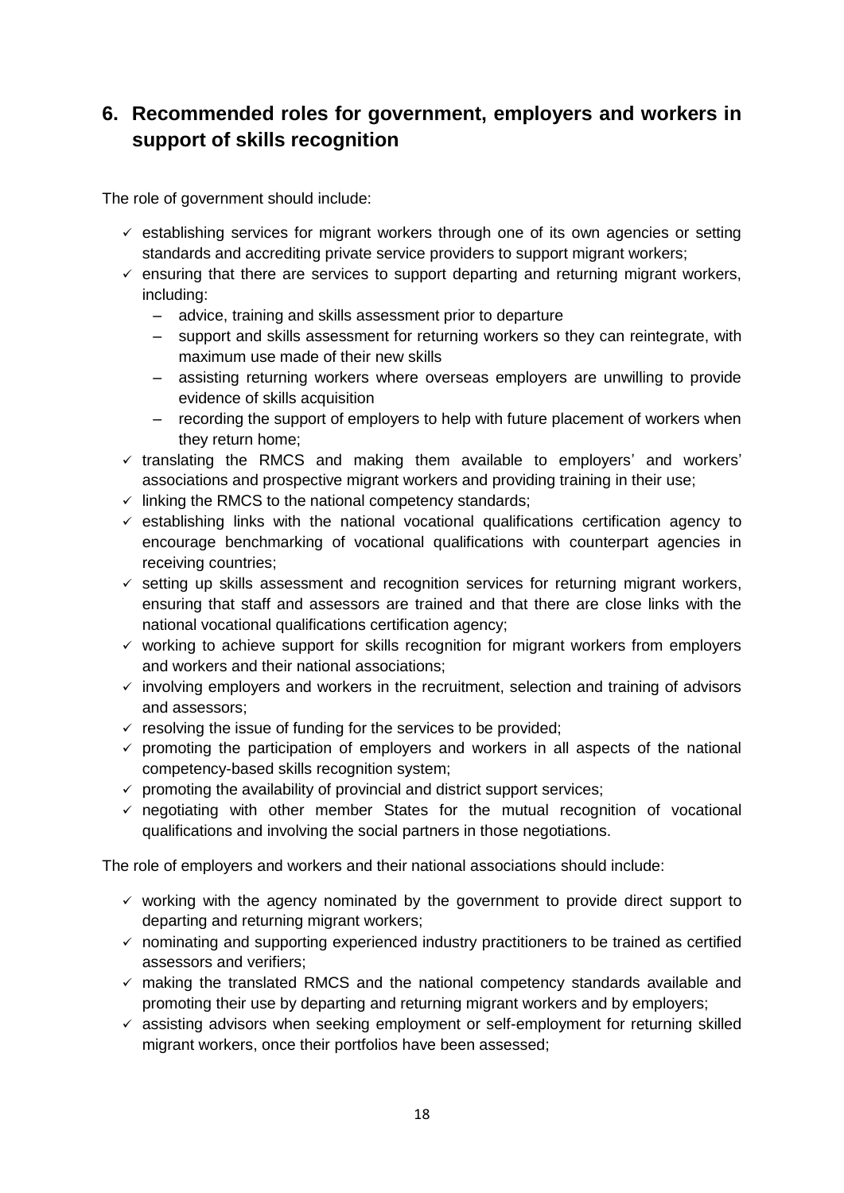## 6. Recommended roles for government, employers and workers in support of skills recognition

The role of government should include:

- ✓ establishing services for migrant workers through one of its own agencies or setting standards and accrediting private service providers to support migrant workers;
- ✓ ensuring that there are services to support departing and returning migrant workers, including:
  - – advice, training and skills assessment prior to departure
  - – support and skills assessment for returning workers so they can reintegrate, with maximum use made of their new skills
  - – assisting returning workers where overseas employers are unwilling to provide evidence of skills acquisition
  - – recording the support of employers to help with future placement of workers when they return home;
- ✓ translating the RMCS and making them available to employers' and workers' associations and prospective migrant workers and providing training in their use;
- ✓ linking the RMCS to the national competency standards;
- ✓ establishing links with the national vocational qualifications certification agency to encourage benchmarking of vocational qualifications with counterpart agencies in receiving countries;
- ✓ setting up skills assessment and recognition services for returning migrant workers, ensuring that staff and assessors are trained and that there are close links with the national vocational qualifications certification agency;
- ✓ working to achieve support for skills recognition for migrant workers from employers and workers and their national associations;
- ✓ involving employers and workers in the recruitment, selection and training of advisors and assessors;
- ✓ resolving the issue of funding for the services to be provided;
- ✓ promoting the participation of employers and workers in all aspects of the national competency-based skills recognition system;
- ✓ promoting the availability of provincial and district support services;
- ✓ negotiating with other member States for the mutual recognition of vocational qualifications and involving the social partners in those negotiations.

The role of employers and workers and their national associations should include:

- ✓ working with the agency nominated by the government to provide direct support to departing and returning migrant workers;
- ✓ nominating and supporting experienced industry practitioners to be trained as certified assessors and verifiers;
- ✓ making the translated RMCS and the national competency standards available and promoting their use by departing and returning migrant workers and by employers;
- ✓ assisting advisors when seeking employment or self-employment for returning skilled migrant workers, once their portfolios have been assessed;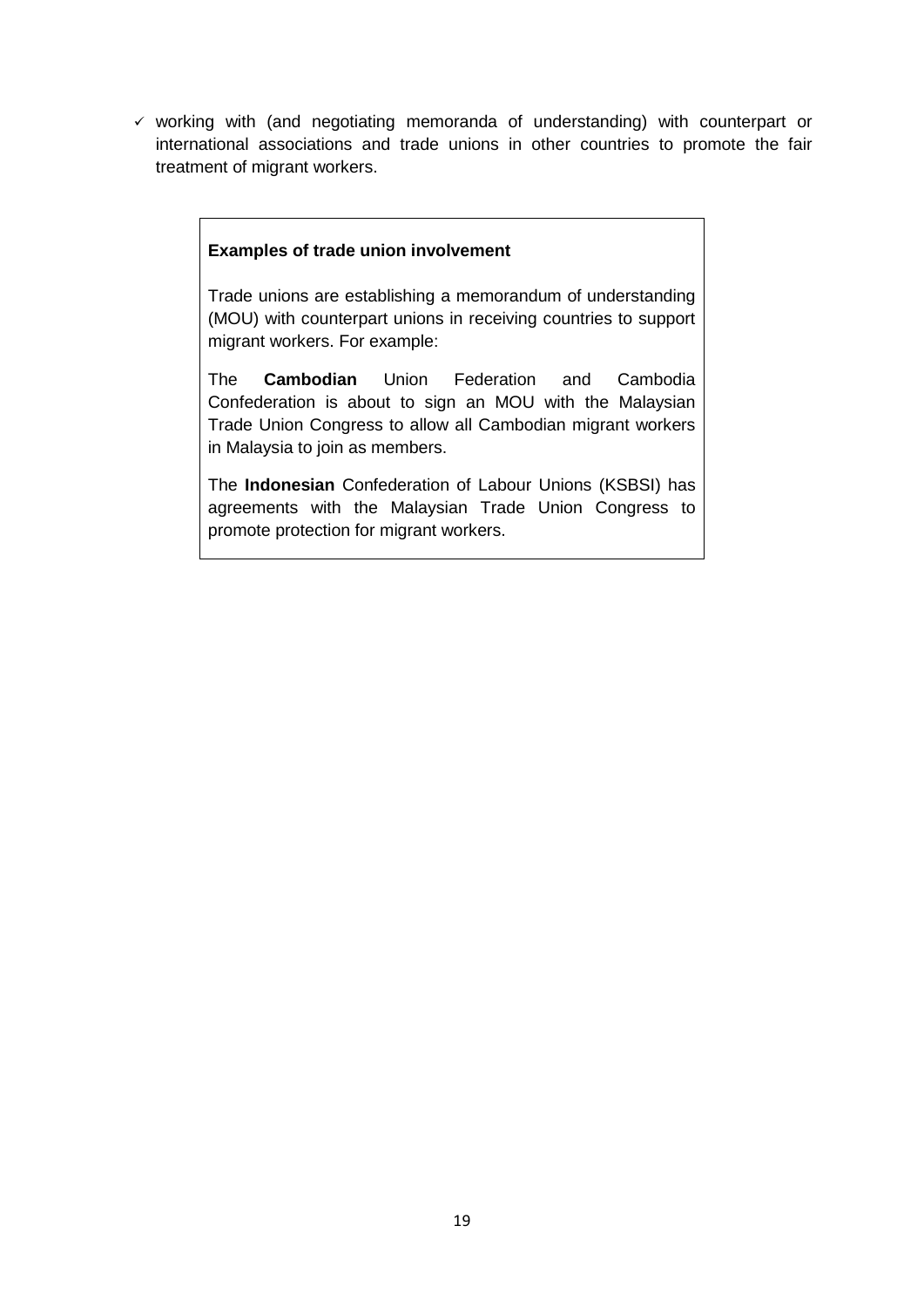- ✓ working with (and negotiating memoranda of understanding) with counterpart or international associations and trade unions in other countries to promote the fair treatment of migrant workers.

**Examples of trade union involvement**

Trade unions are establishing a memorandum of understanding (MOU) with counterpart unions in receiving countries to support migrant workers. For example:

The **Cambodian** Union Federation and Cambodia Confederation is about to sign an MOU with the Malaysian Trade Union Congress to allow all Cambodian migrant workers in Malaysia to join as members.

The **Indonesian** Confederation of Labour Unions (KSBSI) has agreements with the Malaysian Trade Union Congress to promote protection for migrant workers.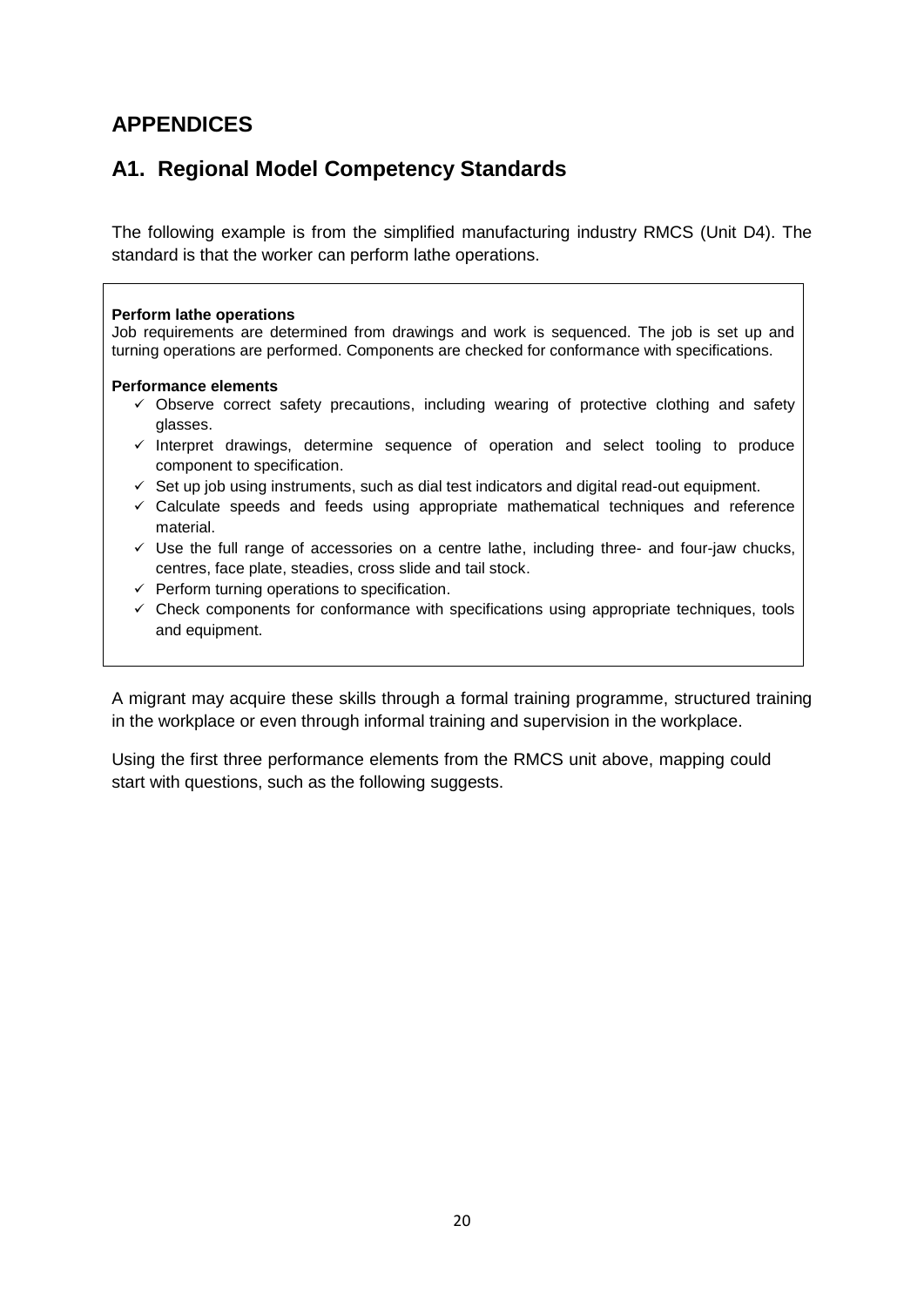## APPENDICES

## A1. Regional Model Competency Standards

The following example is from the simplified manufacturing industry RMCS (Unit D4). The standard is that the worker can perform lathe operations.

> **Perform lathe operations**
> Job requirements are determined from drawings and work is sequenced. The job is set up and turning operations are performed. Components are checked for conformance with specifications.
>
> **Performance elements**
>
> - ✓ Observe correct safety precautions, including wearing of protective clothing and safety glasses.
> - ✓ Interpret drawings, determine sequence of operation and select tooling to produce component to specification.
> - ✓ Set up job using instruments, such as dial test indicators and digital read-out equipment.
> - ✓ Calculate speeds and feeds using appropriate mathematical techniques and reference material.
> - ✓ Use the full range of accessories on a centre lathe, including three- and four-jaw chucks, centres, face plate, steadies, cross slide and tail stock.
> - ✓ Perform turning operations to specification.
> - ✓ Check components for conformance with specifications using appropriate techniques, tools and equipment.

A migrant may acquire these skills through a formal training programme, structured training in the workplace or even through informal training and supervision in the workplace.

Using the first three performance elements from the RMCS unit above, mapping could start with questions, such as the following suggests.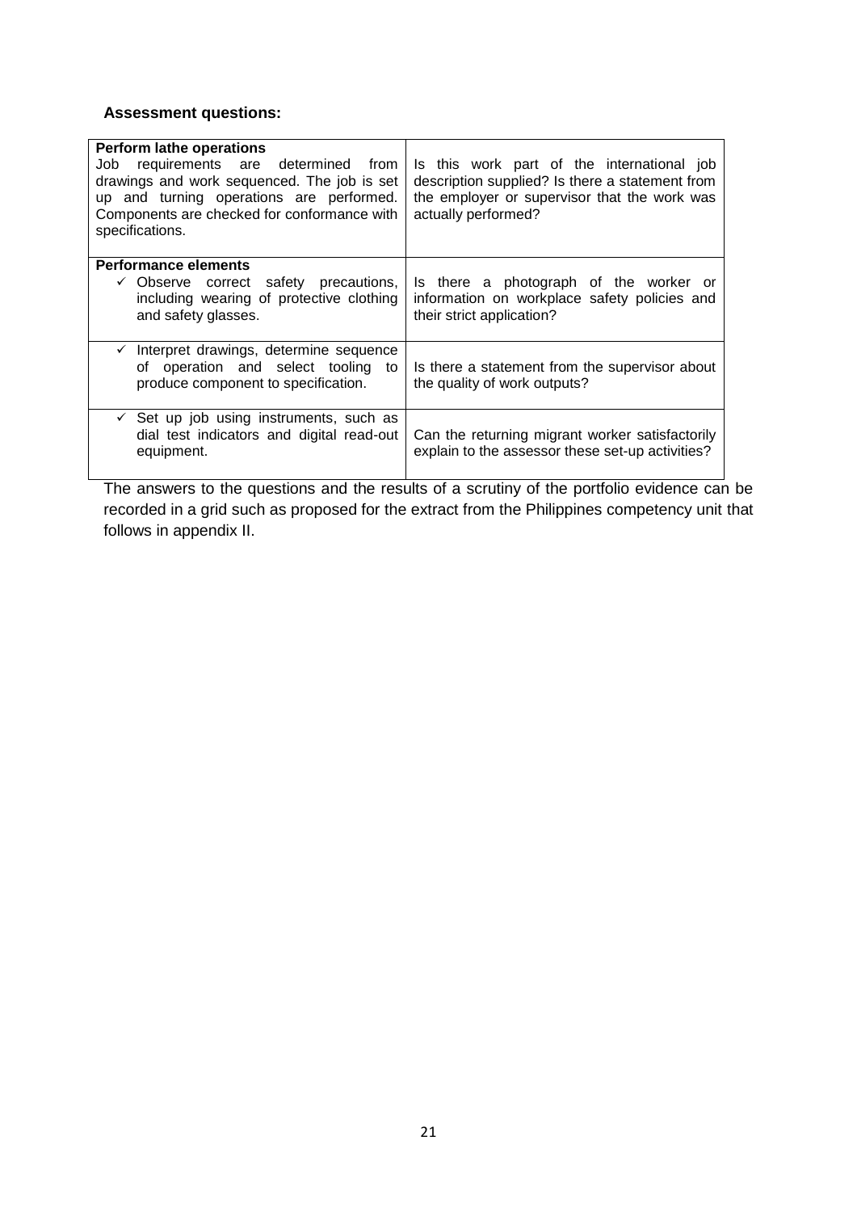**Assessment questions:**

| **Perform lathe operations**<br>Job requirements are determined from drawings and work sequenced. The job is set up and turning operations are performed. Components are checked for conformance with specifications. | Is this work part of the international job description supplied? Is there a statement from the employer or supervisor that the work was actually performed? |
|---|---|
| **Performance elements**<br>✓ Observe correct safety precautions, including wearing of protective clothing and safety glasses. | Is there a photograph of the worker or information on workplace safety policies and their strict application? |
| ✓ Interpret drawings, determine sequence of operation and select tooling to produce component to specification. | Is there a statement from the supervisor about the quality of work outputs? |
| ✓ Set up job using instruments, such as dial test indicators and digital read-out equipment. | Can the returning migrant worker satisfactorily explain to the assessor these set-up activities? |

The answers to the questions and the results of a scrutiny of the portfolio evidence can be recorded in a grid such as proposed for the extract from the Philippines competency unit that follows in appendix II.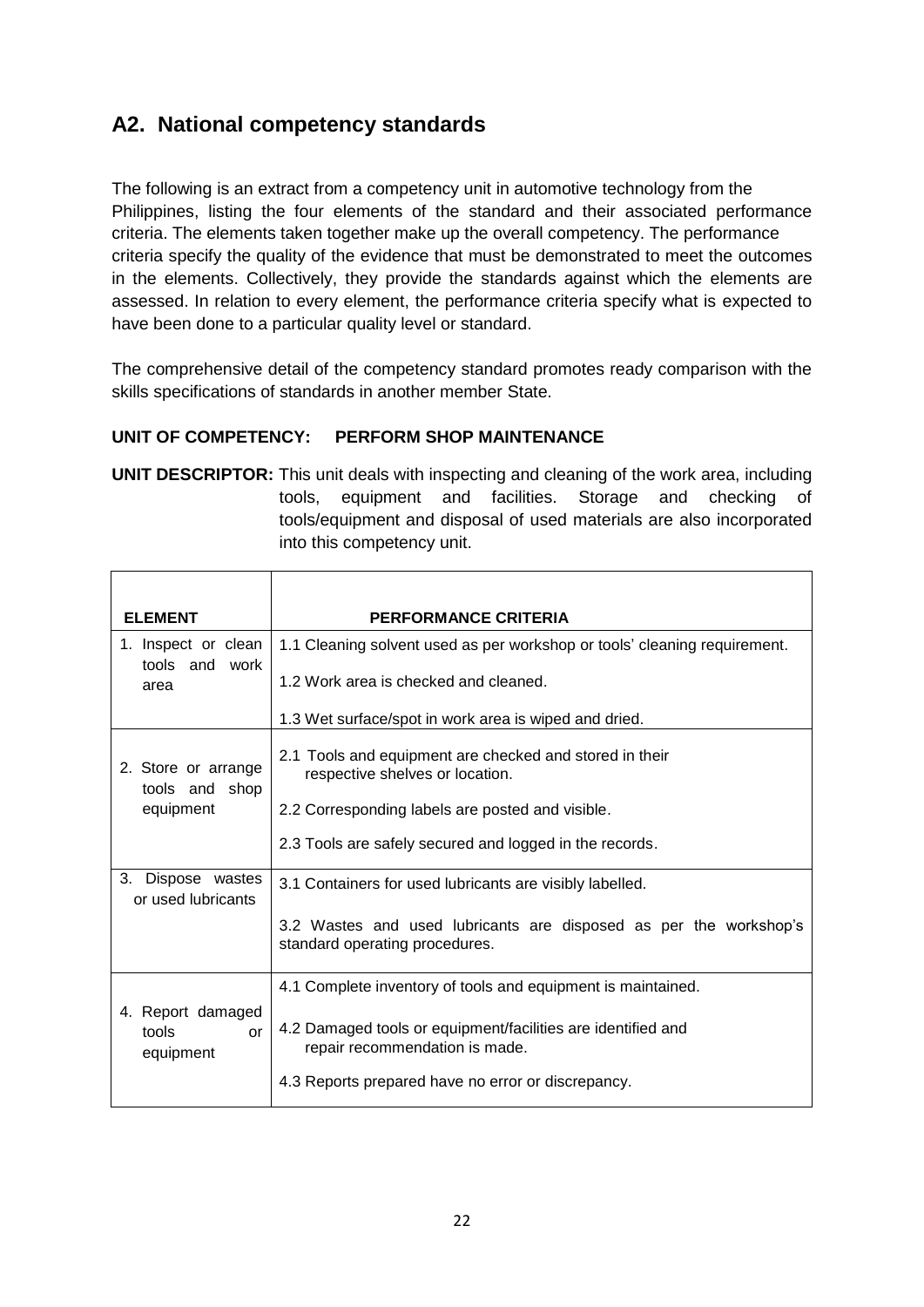## A2. National competency standards

The following is an extract from a competency unit in automotive technology from the Philippines, listing the four elements of the standard and their associated performance criteria. The elements taken together make up the overall competency. The performance criteria specify the quality of the evidence that must be demonstrated to meet the outcomes in the elements. Collectively, they provide the standards against which the elements are assessed. In relation to every element, the performance criteria specify what is expected to have been done to a particular quality level or standard.

The comprehensive detail of the competency standard promotes ready comparison with the skills specifications of standards in another member State.

**UNIT OF COMPETENCY: PERFORM SHOP MAINTENANCE**

**UNIT DESCRIPTOR:** This unit deals with inspecting and cleaning of the work area, including tools, equipment and facilities. Storage and checking of tools/equipment and disposal of used materials are also incorporated into this competency unit.

| ELEMENT | PERFORMANCE CRITERIA |
|---|---|
| 1. Inspect or clean tools and work area | 1.1 Cleaning solvent used as per workshop or tools' cleaning requirement.<br>1.2 Work area is checked and cleaned.<br>1.3 Wet surface/spot in work area is wiped and dried. |
| 2. Store or arrange tools and shop equipment | 2.1 Tools and equipment are checked and stored in their respective shelves or location.<br>2.2 Corresponding labels are posted and visible.<br>2.3 Tools are safely secured and logged in the records. |
| 3. Dispose wastes or used lubricants | 3.1 Containers for used lubricants are visibly labelled.<br>3.2 Wastes and used lubricants are disposed as per the workshop's standard operating procedures. |
| 4. Report damaged tools or equipment | 4.1 Complete inventory of tools and equipment is maintained.<br>4.2 Damaged tools or equipment/facilities are identified and repair recommendation is made.<br>4.3 Reports prepared have no error or discrepancy. |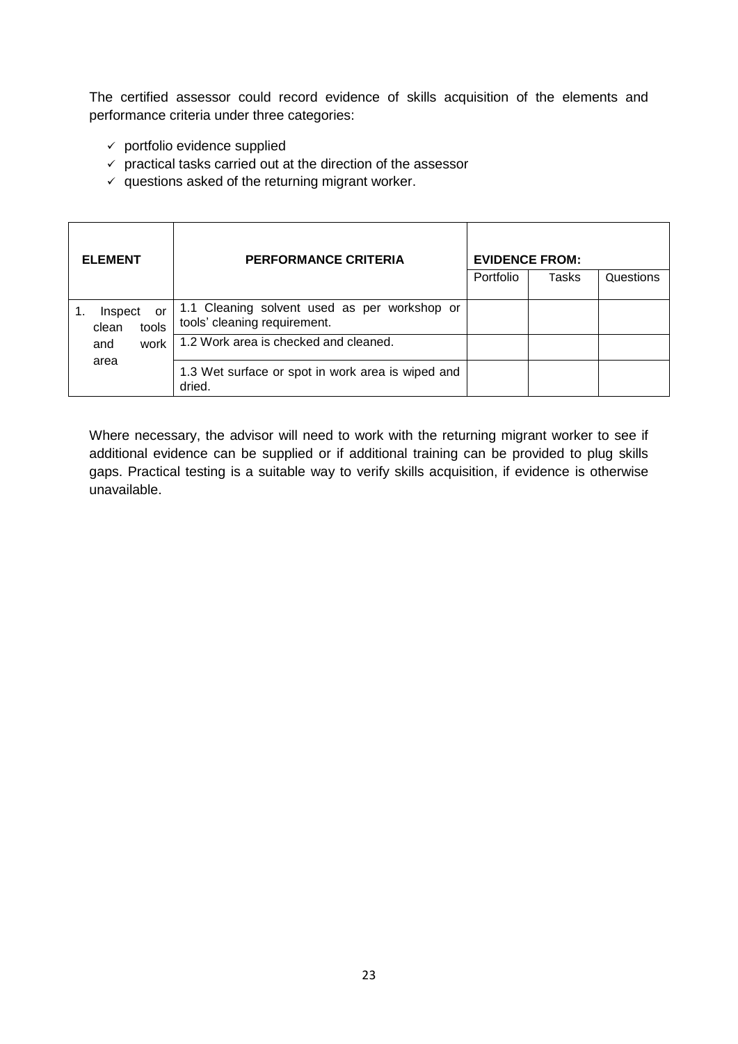The certified assessor could record evidence of skills acquisition of the elements and performance criteria under three categories:

- ✓ portfolio evidence supplied
- ✓ practical tasks carried out at the direction of the assessor
- ✓ questions asked of the returning migrant worker.

| ELEMENT | PERFORMANCE CRITERIA | EVIDENCE FROM: | | |
|---|---|---|---|---|
| | | Portfolio | Tasks | Questions |
| 1. Inspect or clean tools and work area | 1.1 Cleaning solvent used as per workshop or tools' cleaning requirement. | | | |
| | 1.2 Work area is checked and cleaned. | | | |
| | 1.3 Wet surface or spot in work area is wiped and dried. | | | |

Where necessary, the advisor will need to work with the returning migrant worker to see if additional evidence can be supplied or if additional training can be provided to plug skills gaps. Practical testing is a suitable way to verify skills acquisition, if evidence is otherwise unavailable.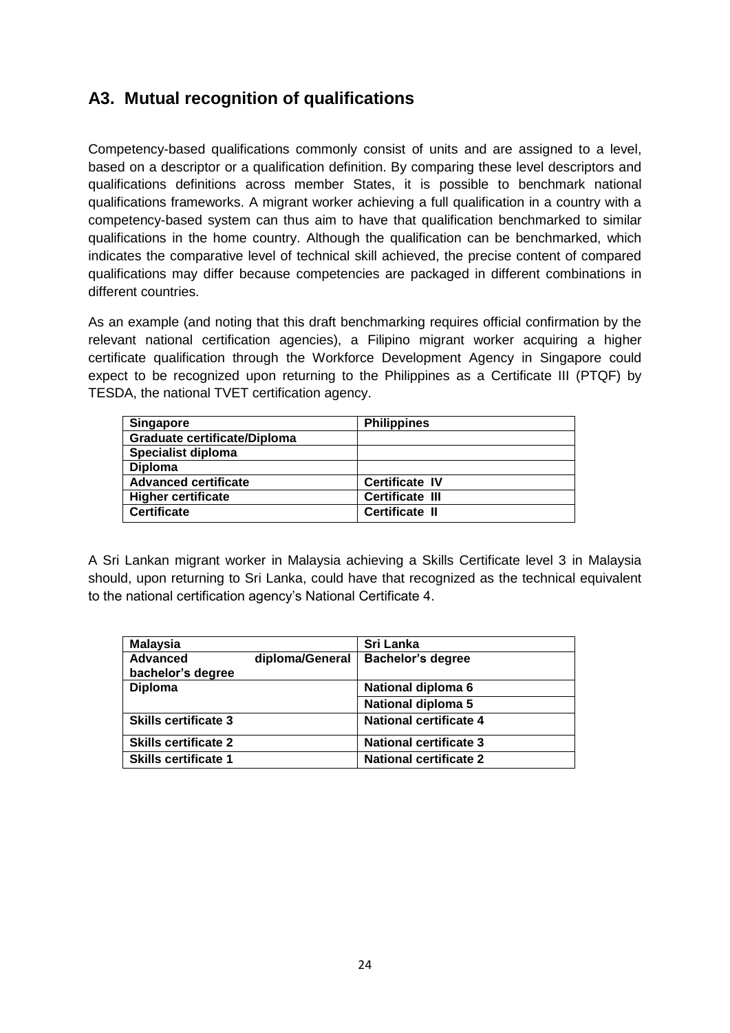## A3. Mutual recognition of qualifications

Competency-based qualifications commonly consist of units and are assigned to a level, based on a descriptor or a qualification definition. By comparing these level descriptors and qualifications definitions across member States, it is possible to benchmark national qualifications frameworks. A migrant worker achieving a full qualification in a country with a competency-based system can thus aim to have that qualification benchmarked to similar qualifications in the home country. Although the qualification can be benchmarked, which indicates the comparative level of technical skill achieved, the precise content of compared qualifications may differ because competencies are packaged in different combinations in different countries.

As an example (and noting that this draft benchmarking requires official confirmation by the relevant national certification agencies), a Filipino migrant worker acquiring a higher certificate qualification through the Workforce Development Agency in Singapore could expect to be recognized upon returning to the Philippines as a Certificate III (PTQF) by TESDA, the national TVET certification agency.

| Singapore | Philippines |
|---|---|
| Graduate certificate/Diploma | |
| Specialist diploma | |
| Diploma | |
| Advanced certificate | Certificate IV |
| Higher certificate | Certificate III |
| Certificate | Certificate II |

A Sri Lankan migrant worker in Malaysia achieving a Skills Certificate level 3 in Malaysia should, upon returning to Sri Lanka, could have that recognized as the technical equivalent to the national certification agency's National Certificate 4.

| Malaysia | Sri Lanka |
|---|---|
| Advanced diploma/General bachelor's degree | Bachelor's degree |
| Diploma | National diploma 6 |
| | National diploma 5 |
| Skills certificate 3 | National certificate 4 |
| Skills certificate 2 | National certificate 3 |
| Skills certificate 1 | National certificate 2 |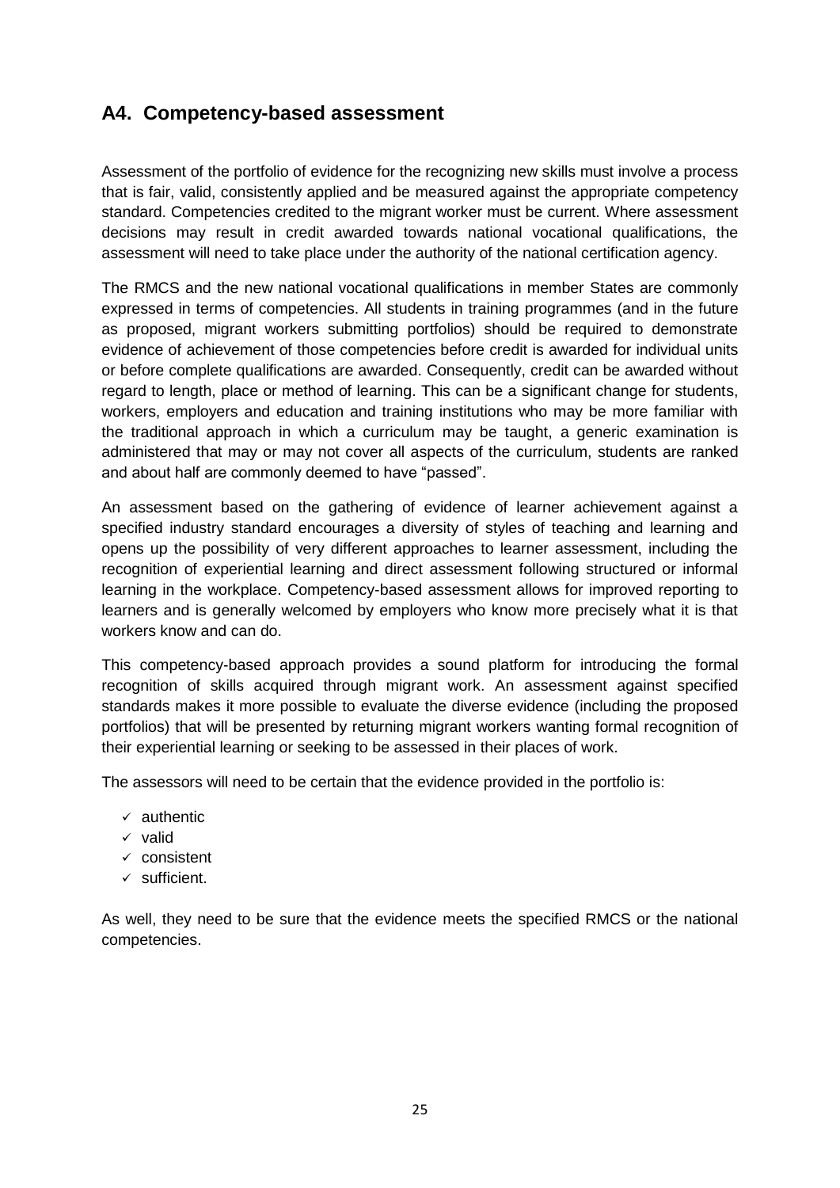## A4. Competency-based assessment

Assessment of the portfolio of evidence for the recognizing new skills must involve a process that is fair, valid, consistently applied and be measured against the appropriate competency standard. Competencies credited to the migrant worker must be current. Where assessment decisions may result in credit awarded towards national vocational qualifications, the assessment will need to take place under the authority of the national certification agency.

The RMCS and the new national vocational qualifications in member States are commonly expressed in terms of competencies. All students in training programmes (and in the future as proposed, migrant workers submitting portfolios) should be required to demonstrate evidence of achievement of those competencies before credit is awarded for individual units or before complete qualifications are awarded. Consequently, credit can be awarded without regard to length, place or method of learning. This can be a significant change for students, workers, employers and education and training institutions who may be more familiar with the traditional approach in which a curriculum may be taught, a generic examination is administered that may or may not cover all aspects of the curriculum, students are ranked and about half are commonly deemed to have "passed".

An assessment based on the gathering of evidence of learner achievement against a specified industry standard encourages a diversity of styles of teaching and learning and opens up the possibility of very different approaches to learner assessment, including the recognition of experiential learning and direct assessment following structured or informal learning in the workplace. Competency-based assessment allows for improved reporting to learners and is generally welcomed by employers who know more precisely what it is that workers know and can do.

This competency-based approach provides a sound platform for introducing the formal recognition of skills acquired through migrant work. An assessment against specified standards makes it more possible to evaluate the diverse evidence (including the proposed portfolios) that will be presented by returning migrant workers wanting formal recognition of their experiential learning or seeking to be assessed in their places of work.

The assessors will need to be certain that the evidence provided in the portfolio is:

- ✓ authentic
- ✓ valid
- ✓ consistent
- ✓ sufficient.

As well, they need to be sure that the evidence meets the specified RMCS or the national competencies.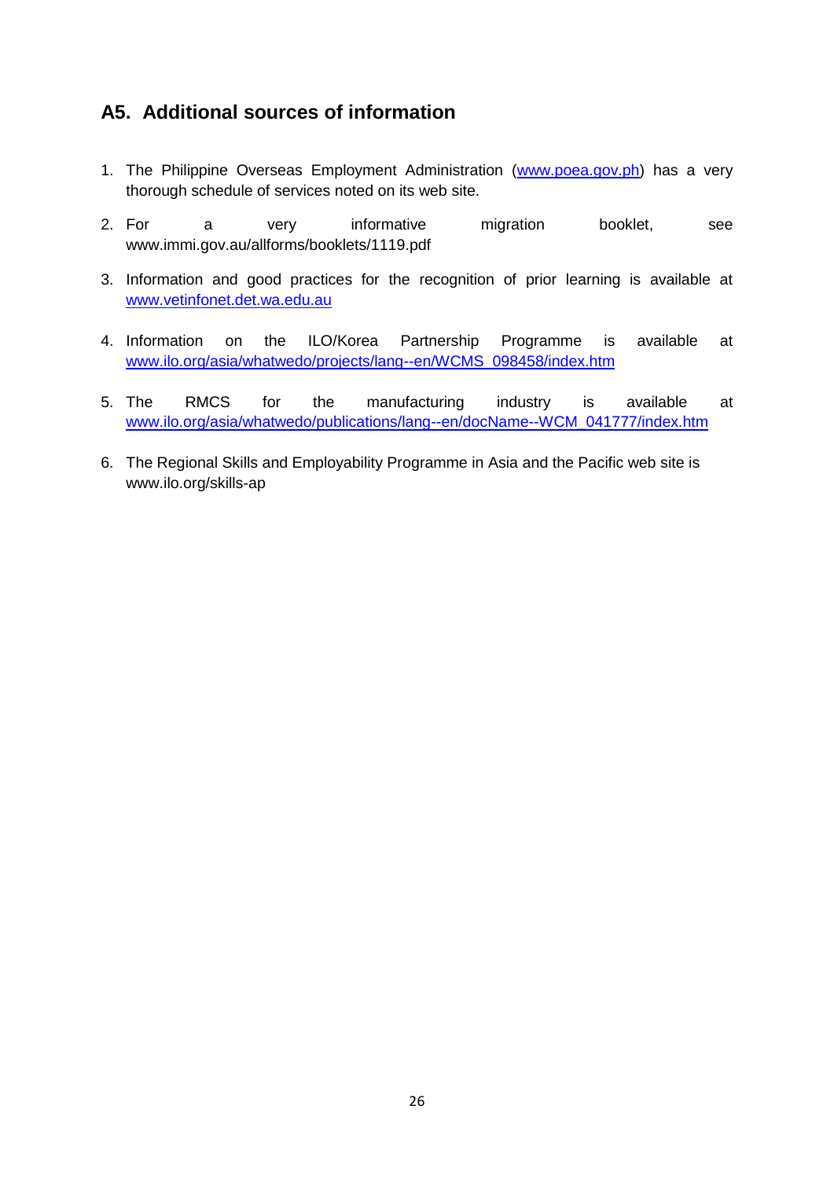## A5. Additional sources of information

1. The Philippine Overseas Employment Administration (www.poea.gov.ph) has a very thorough schedule of services noted on its web site.
2. For a very informative migration booklet, see www.immi.gov.au/allforms/booklets/1119.pdf
3. Information and good practices for the recognition of prior learning is available at www.vetinfonet.det.wa.edu.au
4. Information on the ILO/Korea Partnership Programme is available at www.ilo.org/asia/whatwedo/projects/lang--en/WCMS_098458/index.htm
5. The RMCS for the manufacturing industry is available at www.ilo.org/asia/whatwedo/publications/lang--en/docName--WCM_041777/index.htm
6. The Regional Skills and Employability Programme in Asia and the Pacific web site is www.ilo.org/skills-ap